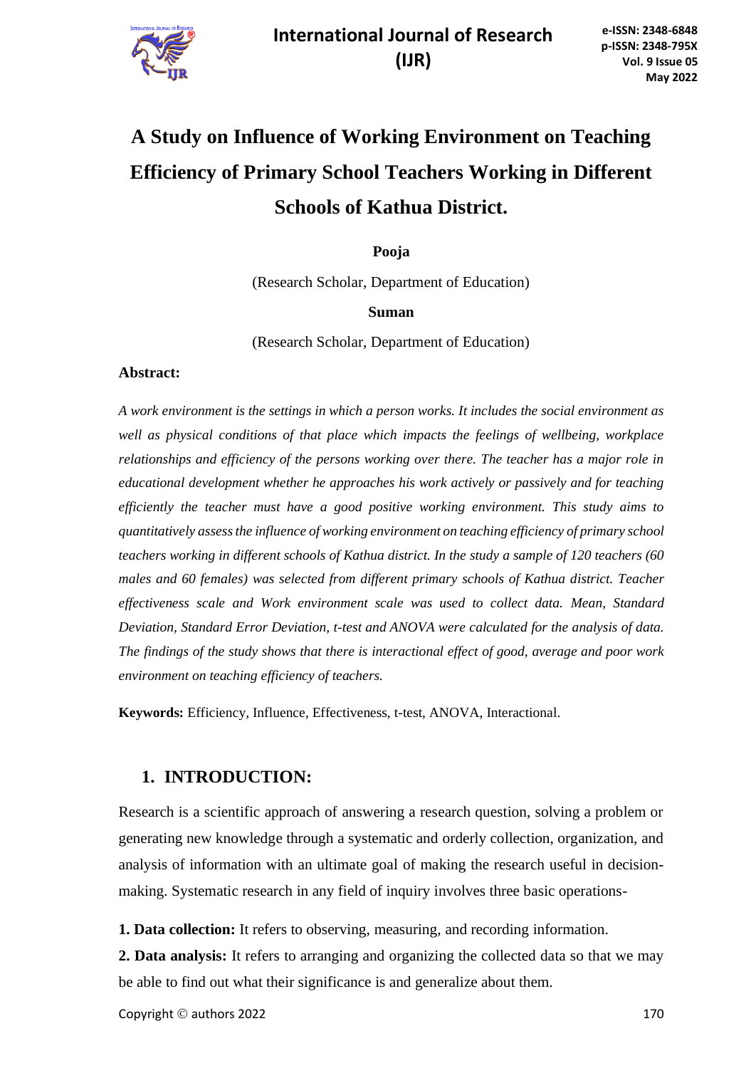# A Study on Influence of Working Environment on Teaching Efficiency of Primary School Teachers Working in Different Schools of Kathua District.

**Pooja**

(Research Scholar, Department of Education)

**Suman**

(Research Scholar, Department of Education)

**Abstract:**

*A work environment is the settings in which a person works. It includes the social environment as well as physical conditions of that place which impacts the feelings of wellbeing, workplace relationships and efficiency of the persons working over there. The teacher has a major role in educational development whether he approaches his work actively or passively and for teaching efficiently the teacher must have a good positive working environment. This study aims to quantitatively assess the influence of working environment on teaching efficiency of primary school teachers working in different schools of Kathua district. In the study a sample of 120 teachers (60 males and 60 females) was selected from different primary schools of Kathua district. Teacher effectiveness scale and Work environment scale was used to collect data. Mean, Standard Deviation, Standard Error Deviation, t-test and ANOVA were calculated for the analysis of data. The findings of the study shows that there is interactional effect of good, average and poor work environment on teaching efficiency of teachers.*

**Keywords:** Efficiency, Influence, Effectiveness, t-test, ANOVA, Interactional.

## 1. INTRODUCTION:

Research is a scientific approach of answering a research question, solving a problem or generating new knowledge through a systematic and orderly collection, organization, and analysis of information with an ultimate goal of making the research useful in decision-making. Systematic research in any field of inquiry involves three basic operations-

**1. Data collection:** It refers to observing, measuring, and recording information.

**2. Data analysis:** It refers to arranging and organizing the collected data so that we may be able to find out what their significance is and generalize about them.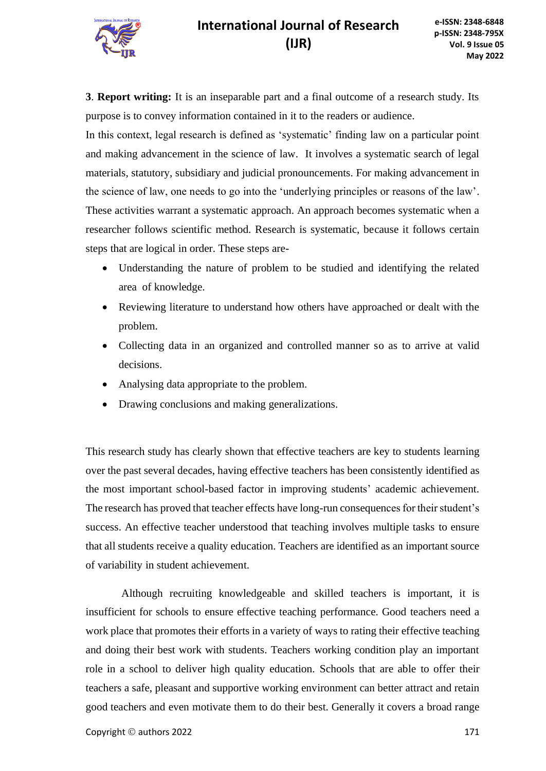**3**. **Report writing:** It is an inseparable part and a final outcome of a research study. Its purpose is to convey information contained in it to the readers or audience.

In this context, legal research is defined as 'systematic' finding law on a particular point and making advancement in the science of law. It involves a systematic search of legal materials, statutory, subsidiary and judicial pronouncements. For making advancement in the science of law, one needs to go into the 'underlying principles or reasons of the law'. These activities warrant a systematic approach. An approach becomes systematic when a researcher follows scientific method. Research is systematic, because it follows certain steps that are logical in order. These steps are-

- Understanding the nature of problem to be studied and identifying the related area of knowledge.
- Reviewing literature to understand how others have approached or dealt with the problem.
- Collecting data in an organized and controlled manner so as to arrive at valid decisions.
- Analysing data appropriate to the problem.
- Drawing conclusions and making generalizations.

This research study has clearly shown that effective teachers are key to students learning over the past several decades, having effective teachers has been consistently identified as the most important school-based factor in improving students' academic achievement. The research has proved that teacher effects have long-run consequences for their student's success. An effective teacher understood that teaching involves multiple tasks to ensure that all students receive a quality education. Teachers are identified as an important source of variability in student achievement.

Although recruiting knowledgeable and skilled teachers is important, it is insufficient for schools to ensure effective teaching performance. Good teachers need a work place that promotes their efforts in a variety of ways to rating their effective teaching and doing their best work with students. Teachers working condition play an important role in a school to deliver high quality education. Schools that are able to offer their teachers a safe, pleasant and supportive working environment can better attract and retain good teachers and even motivate them to do their best. Generally it covers a broad range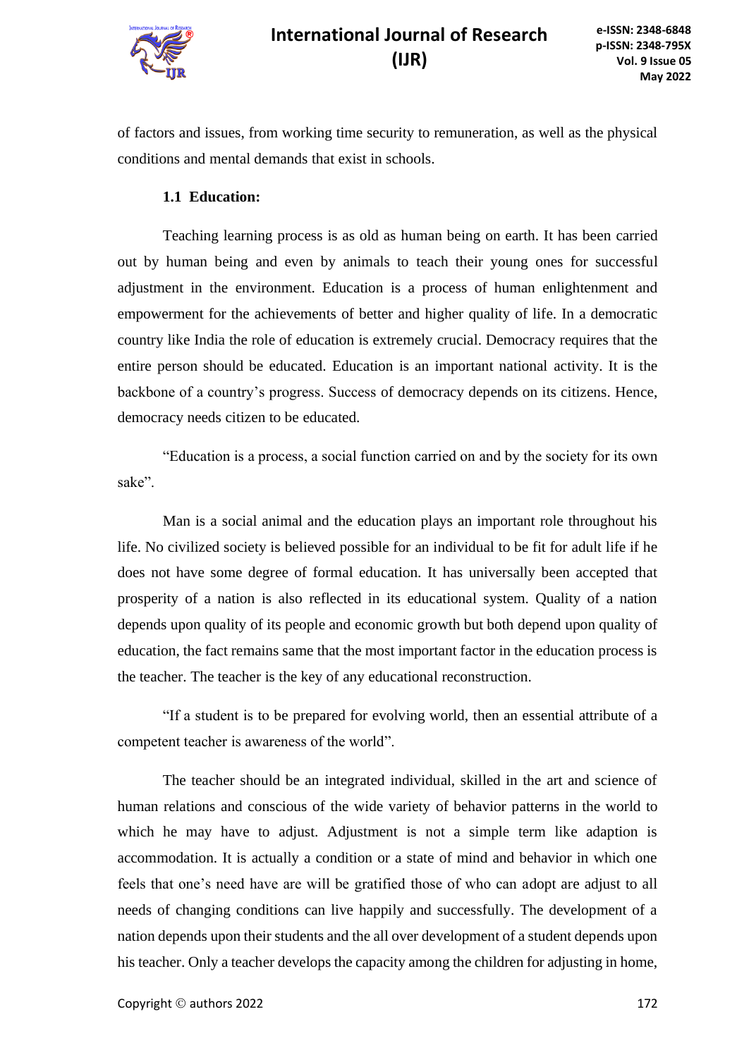of factors and issues, from working time security to remuneration, as well as the physical conditions and mental demands that exist in schools.

### 1.1 Education:

Teaching learning process is as old as human being on earth. It has been carried out by human being and even by animals to teach their young ones for successful adjustment in the environment. Education is a process of human enlightenment and empowerment for the achievements of better and higher quality of life. In a democratic country like India the role of education is extremely crucial. Democracy requires that the entire person should be educated. Education is an important national activity. It is the backbone of a country's progress. Success of democracy depends on its citizens. Hence, democracy needs citizen to be educated.

"Education is a process, a social function carried on and by the society for its own sake".

Man is a social animal and the education plays an important role throughout his life. No civilized society is believed possible for an individual to be fit for adult life if he does not have some degree of formal education. It has universally been accepted that prosperity of a nation is also reflected in its educational system. Quality of a nation depends upon quality of its people and economic growth but both depend upon quality of education, the fact remains same that the most important factor in the education process is the teacher. The teacher is the key of any educational reconstruction.

"If a student is to be prepared for evolving world, then an essential attribute of a competent teacher is awareness of the world".

The teacher should be an integrated individual, skilled in the art and science of human relations and conscious of the wide variety of behavior patterns in the world to which he may have to adjust. Adjustment is not a simple term like adaption is accommodation. It is actually a condition or a state of mind and behavior in which one feels that one's need have are will be gratified those of who can adopt are adjust to all needs of changing conditions can live happily and successfully. The development of a nation depends upon their students and the all over development of a student depends upon his teacher. Only a teacher develops the capacity among the children for adjusting in home,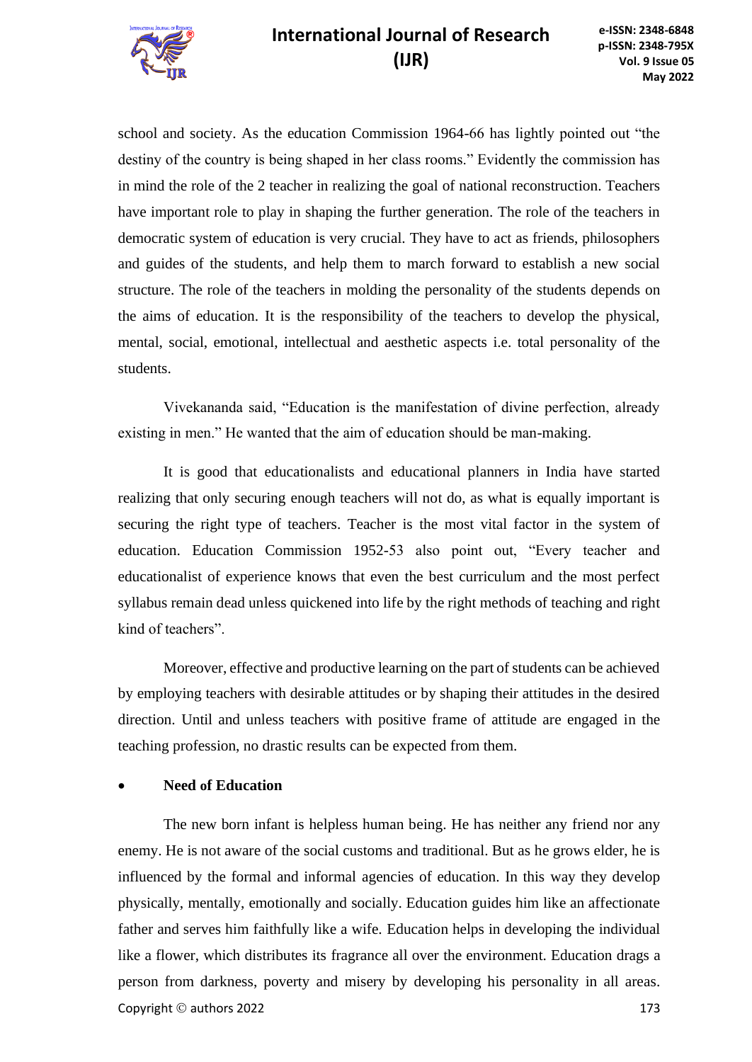school and society. As the education Commission 1964-66 has lightly pointed out "the destiny of the country is being shaped in her class rooms." Evidently the commission has in mind the role of the 2 teacher in realizing the goal of national reconstruction. Teachers have important role to play in shaping the further generation. The role of the teachers in democratic system of education is very crucial. They have to act as friends, philosophers and guides of the students, and help them to march forward to establish a new social structure. The role of the teachers in molding the personality of the students depends on the aims of education. It is the responsibility of the teachers to develop the physical, mental, social, emotional, intellectual and aesthetic aspects i.e. total personality of the students.

Vivekananda said, "Education is the manifestation of divine perfection, already existing in men." He wanted that the aim of education should be man-making.

It is good that educationalists and educational planners in India have started realizing that only securing enough teachers will not do, as what is equally important is securing the right type of teachers. Teacher is the most vital factor in the system of education. Education Commission 1952-53 also point out, "Every teacher and educationalist of experience knows that even the best curriculum and the most perfect syllabus remain dead unless quickened into life by the right methods of teaching and right kind of teachers".

Moreover, effective and productive learning on the part of students can be achieved by employing teachers with desirable attitudes or by shaping their attitudes in the desired direction. Until and unless teachers with positive frame of attitude are engaged in the teaching profession, no drastic results can be expected from them.

- **Need of Education**

The new born infant is helpless human being. He has neither any friend nor any enemy. He is not aware of the social customs and traditional. But as he grows elder, he is influenced by the formal and informal agencies of education. In this way they develop physically, mentally, emotionally and socially. Education guides him like an affectionate father and serves him faithfully like a wife. Education helps in developing the individual like a flower, which distributes its fragrance all over the environment. Education drags a person from darkness, poverty and misery by developing his personality in all areas.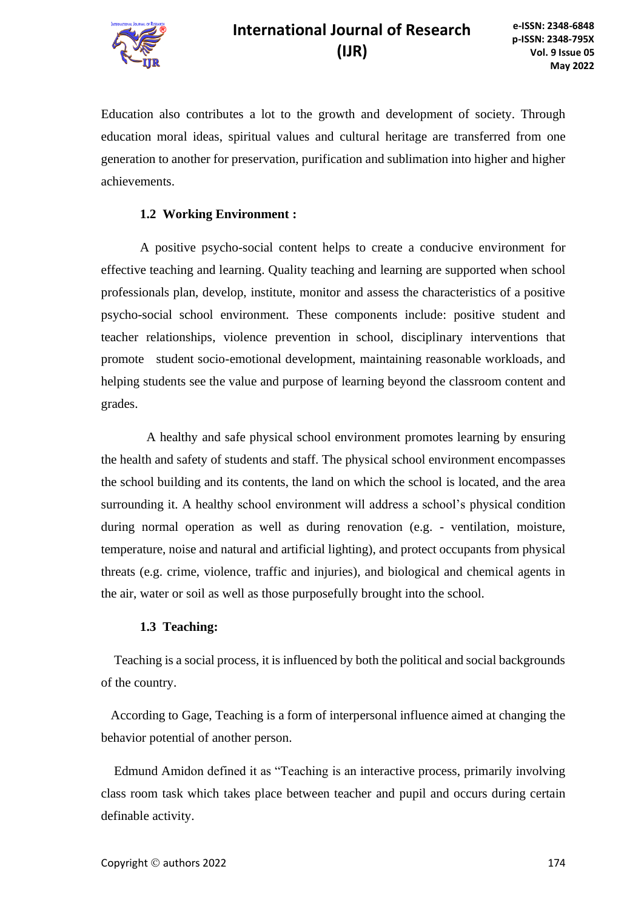Education also contributes a lot to the growth and development of society. Through education moral ideas, spiritual values and cultural heritage are transferred from one generation to another for preservation, purification and sublimation into higher and higher achievements.

### 1.2 Working Environment :

A positive psycho-social content helps to create a conducive environment for effective teaching and learning. Quality teaching and learning are supported when school professionals plan, develop, institute, monitor and assess the characteristics of a positive psycho-social school environment. These components include: positive student and teacher relationships, violence prevention in school, disciplinary interventions that promote student socio-emotional development, maintaining reasonable workloads, and helping students see the value and purpose of learning beyond the classroom content and grades.

A healthy and safe physical school environment promotes learning by ensuring the health and safety of students and staff. The physical school environment encompasses the school building and its contents, the land on which the school is located, and the area surrounding it. A healthy school environment will address a school's physical condition during normal operation as well as during renovation (e.g. - ventilation, moisture, temperature, noise and natural and artificial lighting), and protect occupants from physical threats (e.g. crime, violence, traffic and injuries), and biological and chemical agents in the air, water or soil as well as those purposefully brought into the school.

### 1.3 Teaching:

Teaching is a social process, it is influenced by both the political and social backgrounds of the country.

According to Gage, Teaching is a form of interpersonal influence aimed at changing the behavior potential of another person.

Edmund Amidon defined it as "Teaching is an interactive process, primarily involving class room task which takes place between teacher and pupil and occurs during certain definable activity.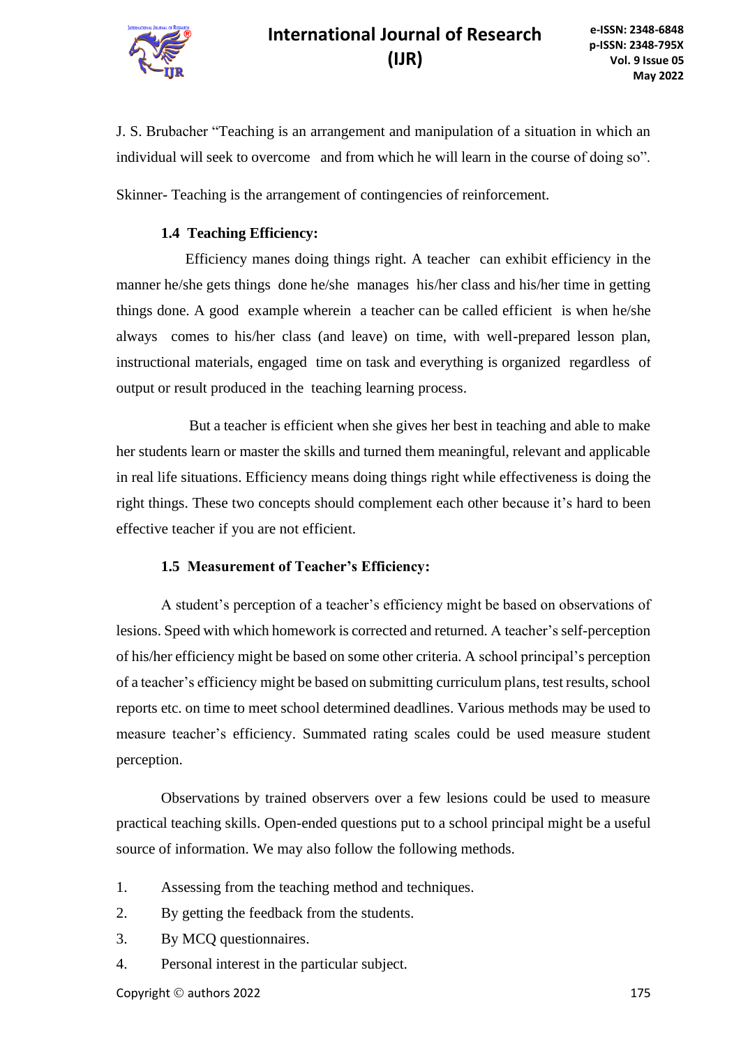J. S. Brubacher "Teaching is an arrangement and manipulation of a situation in which an individual will seek to overcome and from which he will learn in the course of doing so".

Skinner- Teaching is the arrangement of contingencies of reinforcement.

### 1.4 Teaching Efficiency:

Efficiency manes doing things right. A teacher can exhibit efficiency in the manner he/she gets things done he/she manages his/her class and his/her time in getting things done. A good example wherein a teacher can be called efficient is when he/she always comes to his/her class (and leave) on time, with well-prepared lesson plan, instructional materials, engaged time on task and everything is organized regardless of output or result produced in the teaching learning process.

But a teacher is efficient when she gives her best in teaching and able to make her students learn or master the skills and turned them meaningful, relevant and applicable in real life situations. Efficiency means doing things right while effectiveness is doing the right things. These two concepts should complement each other because it's hard to been effective teacher if you are not efficient.

### 1.5 Measurement of Teacher's Efficiency:

A student's perception of a teacher's efficiency might be based on observations of lesions. Speed with which homework is corrected and returned. A teacher's self-perception of his/her efficiency might be based on some other criteria. A school principal's perception of a teacher's efficiency might be based on submitting curriculum plans, test results, school reports etc. on time to meet school determined deadlines. Various methods may be used to measure teacher's efficiency. Summated rating scales could be used measure student perception.

Observations by trained observers over a few lesions could be used to measure practical teaching skills. Open-ended questions put to a school principal might be a useful source of information. We may also follow the following methods.

1. Assessing from the teaching method and techniques.
2. By getting the feedback from the students.
3. By MCQ questionnaires.
4. Personal interest in the particular subject.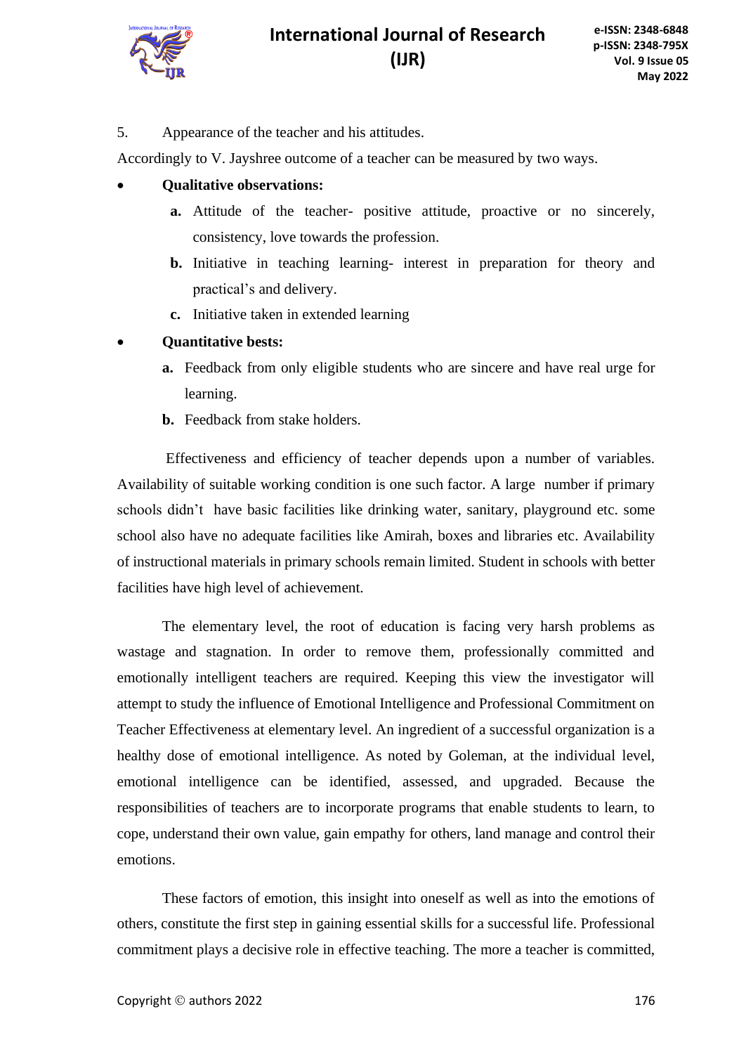5. Appearance of the teacher and his attitudes.

Accordingly to V. Jayshree outcome of a teacher can be measured by two ways.

- **Qualitative observations:**
  - **a.** Attitude of the teacher- positive attitude, proactive or no sincerely, consistency, love towards the profession.
  - **b.** Initiative in teaching learning- interest in preparation for theory and practical's and delivery.
  - **c.** Initiative taken in extended learning
- **Quantitative bests:**
  - **a.** Feedback from only eligible students who are sincere and have real urge for learning.
  - **b.** Feedback from stake holders.

Effectiveness and efficiency of teacher depends upon a number of variables. Availability of suitable working condition is one such factor. A large number if primary schools didn't have basic facilities like drinking water, sanitary, playground etc. some school also have no adequate facilities like Amirah, boxes and libraries etc. Availability of instructional materials in primary schools remain limited. Student in schools with better facilities have high level of achievement.

The elementary level, the root of education is facing very harsh problems as wastage and stagnation. In order to remove them, professionally committed and emotionally intelligent teachers are required. Keeping this view the investigator will attempt to study the influence of Emotional Intelligence and Professional Commitment on Teacher Effectiveness at elementary level. An ingredient of a successful organization is a healthy dose of emotional intelligence. As noted by Goleman, at the individual level, emotional intelligence can be identified, assessed, and upgraded. Because the responsibilities of teachers are to incorporate programs that enable students to learn, to cope, understand their own value, gain empathy for others, land manage and control their emotions.

These factors of emotion, this insight into oneself as well as into the emotions of others, constitute the first step in gaining essential skills for a successful life. Professional commitment plays a decisive role in effective teaching. The more a teacher is committed,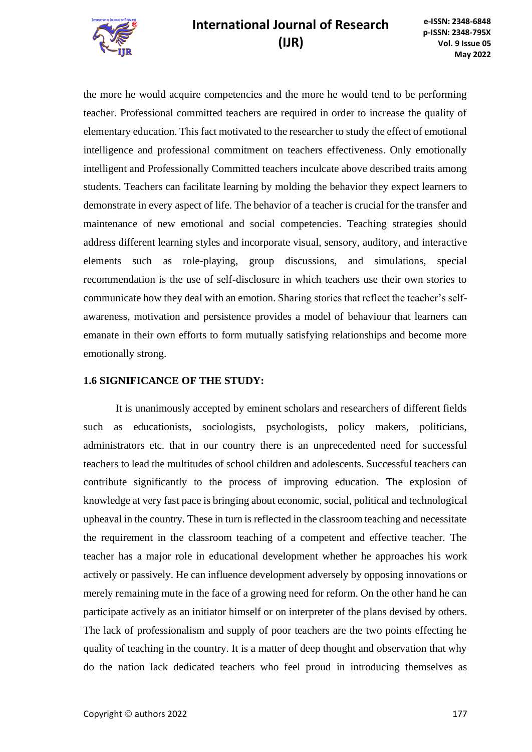the more he would acquire competencies and the more he would tend to be performing teacher. Professional committed teachers are required in order to increase the quality of elementary education. This fact motivated to the researcher to study the effect of emotional intelligence and professional commitment on teachers effectiveness. Only emotionally intelligent and Professionally Committed teachers inculcate above described traits among students. Teachers can facilitate learning by molding the behavior they expect learners to demonstrate in every aspect of life. The behavior of a teacher is crucial for the transfer and maintenance of new emotional and social competencies. Teaching strategies should address different learning styles and incorporate visual, sensory, auditory, and interactive elements such as role-playing, group discussions, and simulations, special recommendation is the use of self-disclosure in which teachers use their own stories to communicate how they deal with an emotion. Sharing stories that reflect the teacher's self-awareness, motivation and persistence provides a model of behaviour that learners can emanate in their own efforts to form mutually satisfying relationships and become more emotionally strong.

### 1.6 SIGNIFICANCE OF THE STUDY:

It is unanimously accepted by eminent scholars and researchers of different fields such as educationists, sociologists, psychologists, policy makers, politicians, administrators etc. that in our country there is an unprecedented need for successful teachers to lead the multitudes of school children and adolescents. Successful teachers can contribute significantly to the process of improving education. The explosion of knowledge at very fast pace is bringing about economic, social, political and technological upheaval in the country. These in turn is reflected in the classroom teaching and necessitate the requirement in the classroom teaching of a competent and effective teacher. The teacher has a major role in educational development whether he approaches his work actively or passively. He can influence development adversely by opposing innovations or merely remaining mute in the face of a growing need for reform. On the other hand he can participate actively as an initiator himself or on interpreter of the plans devised by others. The lack of professionalism and supply of poor teachers are the two points effecting he quality of teaching in the country. It is a matter of deep thought and observation that why do the nation lack dedicated teachers who feel proud in introducing themselves as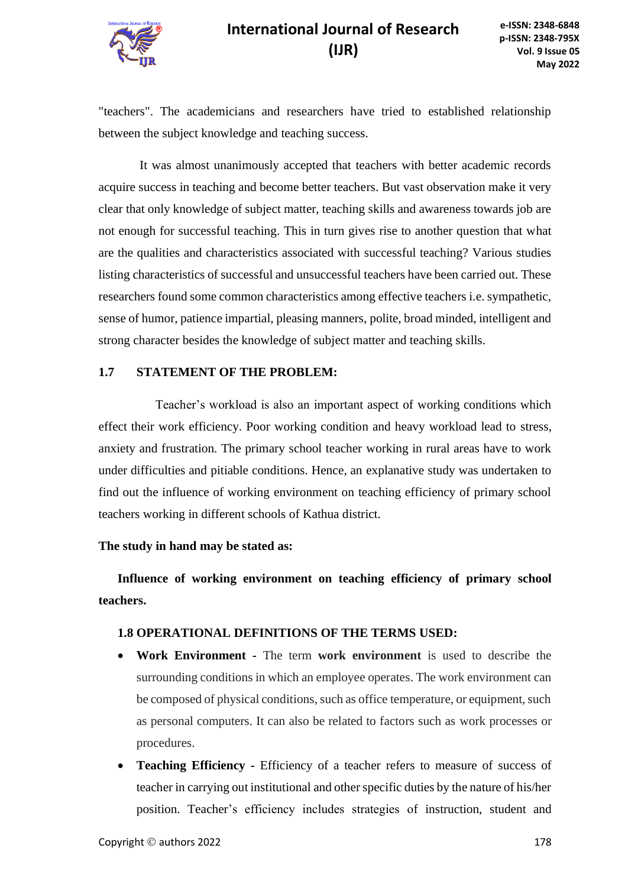"teachers". The academicians and researchers have tried to established relationship between the subject knowledge and teaching success.

It was almost unanimously accepted that teachers with better academic records acquire success in teaching and become better teachers. But vast observation make it very clear that only knowledge of subject matter, teaching skills and awareness towards job are not enough for successful teaching. This in turn gives rise to another question that what are the qualities and characteristics associated with successful teaching? Various studies listing characteristics of successful and unsuccessful teachers have been carried out. These researchers found some common characteristics among effective teachers i.e. sympathetic, sense of humor, patience impartial, pleasing manners, polite, broad minded, intelligent and strong character besides the knowledge of subject matter and teaching skills.

## 1.7 STATEMENT OF THE PROBLEM:

Teacher's workload is also an important aspect of working conditions which effect their work efficiency. Poor working condition and heavy workload lead to stress, anxiety and frustration. The primary school teacher working in rural areas have to work under difficulties and pitiable conditions. Hence, an explanative study was undertaken to find out the influence of working environment on teaching efficiency of primary school teachers working in different schools of Kathua district.

**The study in hand may be stated as:**

**Influence of working environment on teaching efficiency of primary school teachers.**

## 1.8 OPERATIONAL DEFINITIONS OF THE TERMS USED:

- **Work Environment -** The term **work environment** is used to describe the surrounding conditions in which an employee operates. The work environment can be composed of physical conditions, such as office temperature, or equipment, such as personal computers. It can also be related to factors such as work processes or procedures.
- **Teaching Efficiency -** Efficiency of a teacher refers to measure of success of teacher in carrying out institutional and other specific duties by the nature of his/her position. Teacher's efficiency includes strategies of instruction, student and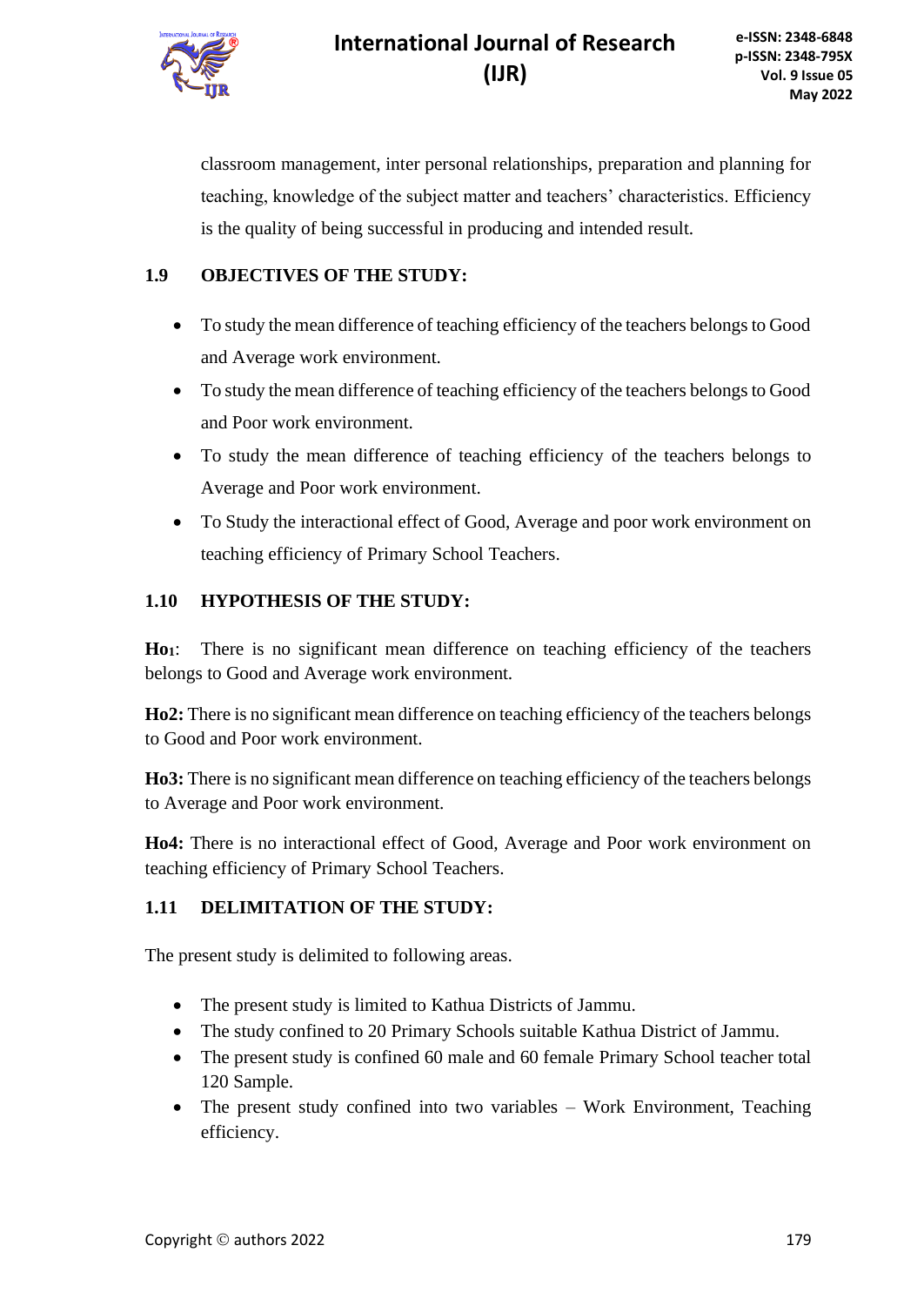classroom management, inter personal relationships, preparation and planning for teaching, knowledge of the subject matter and teachers' characteristics. Efficiency is the quality of being successful in producing and intended result.

## 1.9 OBJECTIVES OF THE STUDY:

- To study the mean difference of teaching efficiency of the teachers belongs to Good and Average work environment.
- To study the mean difference of teaching efficiency of the teachers belongs to Good and Poor work environment.
- To study the mean difference of teaching efficiency of the teachers belongs to Average and Poor work environment.
- To Study the interactional effect of Good, Average and poor work environment on teaching efficiency of Primary School Teachers.

## 1.10 HYPOTHESIS OF THE STUDY:

**$Ho_1$**: There is no significant mean difference on teaching efficiency of the teachers belongs to Good and Average work environment.

**Ho2:** There is no significant mean difference on teaching efficiency of the teachers belongs to Good and Poor work environment.

**Ho3:** There is no significant mean difference on teaching efficiency of the teachers belongs to Average and Poor work environment.

**Ho4:** There is no interactional effect of Good, Average and Poor work environment on teaching efficiency of Primary School Teachers.

## 1.11 DELIMITATION OF THE STUDY:

The present study is delimited to following areas.

- The present study is limited to Kathua Districts of Jammu.
- The study confined to 20 Primary Schools suitable Kathua District of Jammu.
- The present study is confined 60 male and 60 female Primary School teacher total 120 Sample.
- The present study confined into two variables – Work Environment, Teaching efficiency.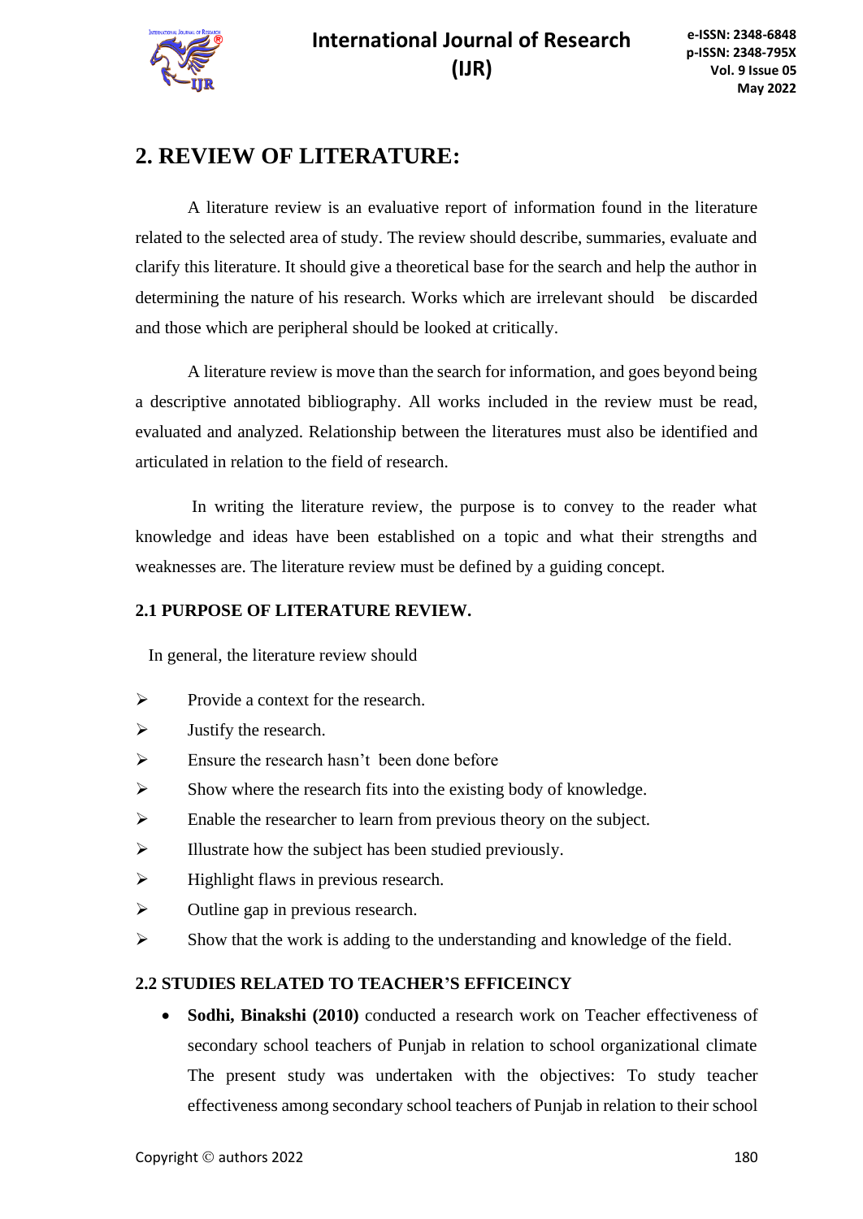## 2. REVIEW OF LITERATURE:

A literature review is an evaluative report of information found in the literature related to the selected area of study. The review should describe, summaries, evaluate and clarify this literature. It should give a theoretical base for the search and help the author in determining the nature of his research. Works which are irrelevant should be discarded and those which are peripheral should be looked at critically.

A literature review is move than the search for information, and goes beyond being a descriptive annotated bibliography. All works included in the review must be read, evaluated and analyzed. Relationship between the literatures must also be identified and articulated in relation to the field of research.

In writing the literature review, the purpose is to convey to the reader what knowledge and ideas have been established on a topic and what their strengths and weaknesses are. The literature review must be defined by a guiding concept.

### 2.1 PURPOSE OF LITERATURE REVIEW.

In general, the literature review should

- Provide a context for the research.
- Justify the research.
- Ensure the research hasn't been done before
- Show where the research fits into the existing body of knowledge.
- Enable the researcher to learn from previous theory on the subject.
- Illustrate how the subject has been studied previously.
- Highlight flaws in previous research.
- Outline gap in previous research.
- Show that the work is adding to the understanding and knowledge of the field.

### 2.2 STUDIES RELATED TO TEACHER'S EFFICEINCY

- **Sodhi, Binakshi (2010)** conducted a research work on Teacher effectiveness of secondary school teachers of Punjab in relation to school organizational climate The present study was undertaken with the objectives: To study teacher effectiveness among secondary school teachers of Punjab in relation to their school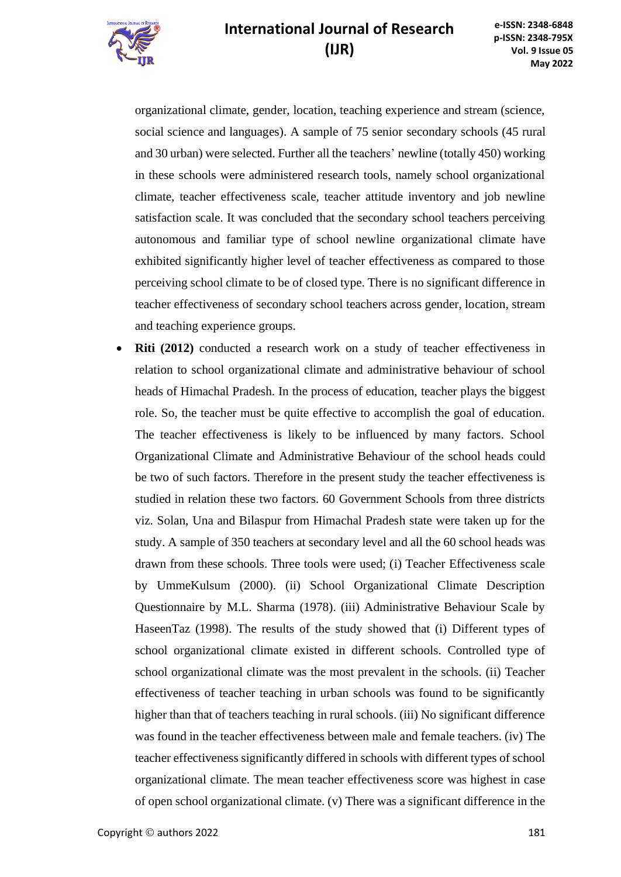organizational climate, gender, location, teaching experience and stream (science, social science and languages). A sample of 75 senior secondary schools (45 rural and 30 urban) were selected. Further all the teachers' newline (totally 450) working in these schools were administered research tools, namely school organizational climate, teacher effectiveness scale, teacher attitude inventory and job newline satisfaction scale. It was concluded that the secondary school teachers perceiving autonomous and familiar type of school newline organizational climate have exhibited significantly higher level of teacher effectiveness as compared to those perceiving school climate to be of closed type. There is no significant difference in teacher effectiveness of secondary school teachers across gender, location, stream and teaching experience groups.

- **Riti (2012)** conducted a research work on a study of teacher effectiveness in relation to school organizational climate and administrative behaviour of school heads of Himachal Pradesh. In the process of education, teacher plays the biggest role. So, the teacher must be quite effective to accomplish the goal of education. The teacher effectiveness is likely to be influenced by many factors. School Organizational Climate and Administrative Behaviour of the school heads could be two of such factors. Therefore in the present study the teacher effectiveness is studied in relation these two factors. 60 Government Schools from three districts viz. Solan, Una and Bilaspur from Himachal Pradesh state were taken up for the study. A sample of 350 teachers at secondary level and all the 60 school heads was drawn from these schools. Three tools were used; (i) Teacher Effectiveness scale by UmmeKulsum (2000). (ii) School Organizational Climate Description Questionnaire by M.L. Sharma (1978). (iii) Administrative Behaviour Scale by HaseenTaz (1998). The results of the study showed that (i) Different types of school organizational climate existed in different schools. Controlled type of school organizational climate was the most prevalent in the schools. (ii) Teacher effectiveness of teacher teaching in urban schools was found to be significantly higher than that of teachers teaching in rural schools. (iii) No significant difference was found in the teacher effectiveness between male and female teachers. (iv) The teacher effectiveness significantly differed in schools with different types of school organizational climate. The mean teacher effectiveness score was highest in case of open school organizational climate. (v) There was a significant difference in the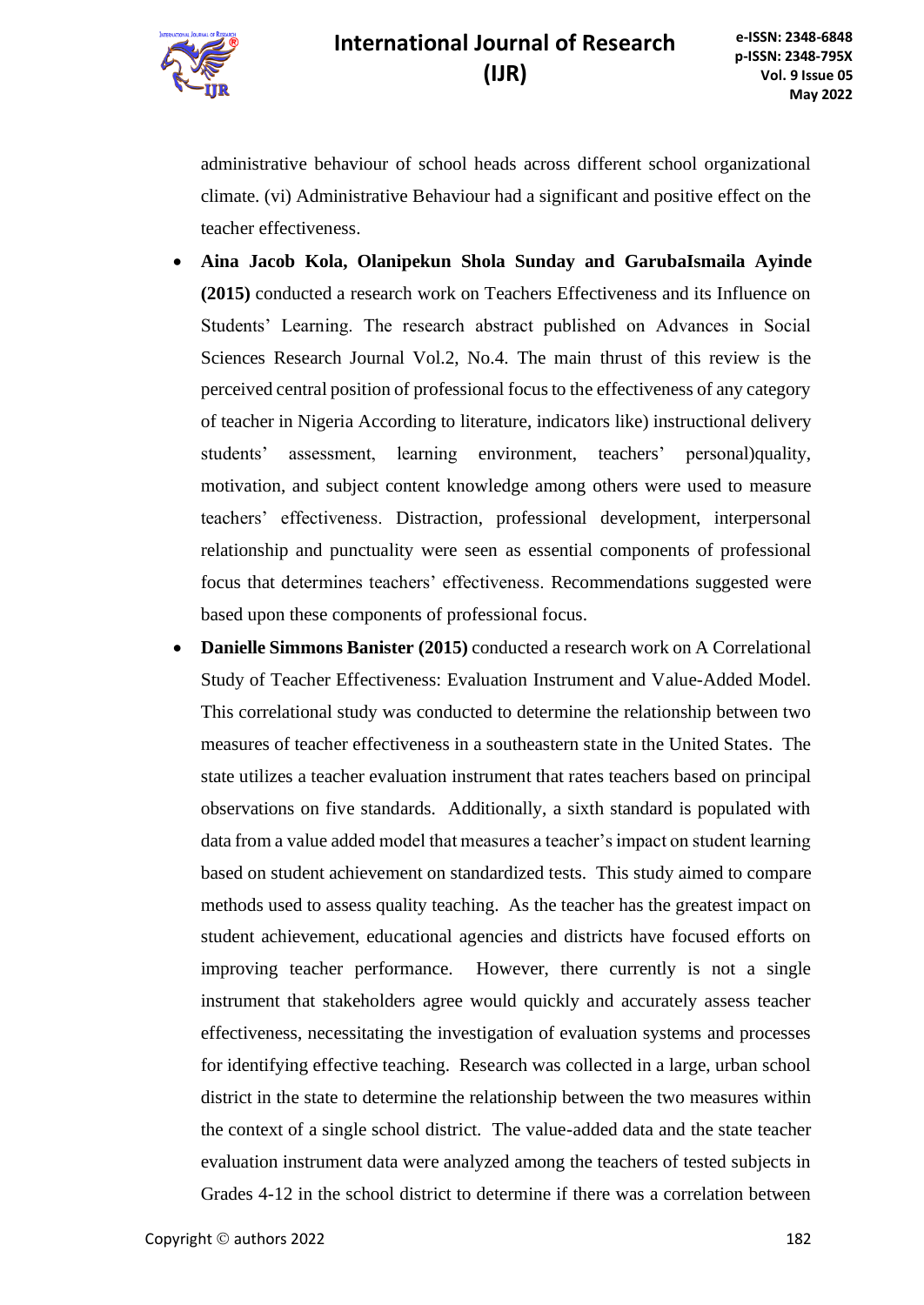administrative behaviour of school heads across different school organizational climate. (vi) Administrative Behaviour had a significant and positive effect on the teacher effectiveness.

- **Aina Jacob Kola, Olanipekun Shola Sunday and GarubaIsmaila Ayinde (2015)** conducted a research work on Teachers Effectiveness and its Influence on Students' Learning. The research abstract published on Advances in Social Sciences Research Journal Vol.2, No.4. The main thrust of this review is the perceived central position of professional focus to the effectiveness of any category of teacher in Nigeria According to literature, indicators like) instructional delivery students' assessment, learning environment, teachers' personal)quality, motivation, and subject content knowledge among others were used to measure teachers' effectiveness. Distraction, professional development, interpersonal relationship and punctuality were seen as essential components of professional focus that determines teachers' effectiveness. Recommendations suggested were based upon these components of professional focus.
- **Danielle Simmons Banister (2015)** conducted a research work on A Correlational Study of Teacher Effectiveness: Evaluation Instrument and Value-Added Model. This correlational study was conducted to determine the relationship between two measures of teacher effectiveness in a southeastern state in the United States. The state utilizes a teacher evaluation instrument that rates teachers based on principal observations on five standards. Additionally, a sixth standard is populated with data from a value added model that measures a teacher's impact on student learning based on student achievement on standardized tests. This study aimed to compare methods used to assess quality teaching. As the teacher has the greatest impact on student achievement, educational agencies and districts have focused efforts on improving teacher performance. However, there currently is not a single instrument that stakeholders agree would quickly and accurately assess teacher effectiveness, necessitating the investigation of evaluation systems and processes for identifying effective teaching. Research was collected in a large, urban school district in the state to determine the relationship between the two measures within the context of a single school district. The value-added data and the state teacher evaluation instrument data were analyzed among the teachers of tested subjects in Grades 4-12 in the school district to determine if there was a correlation between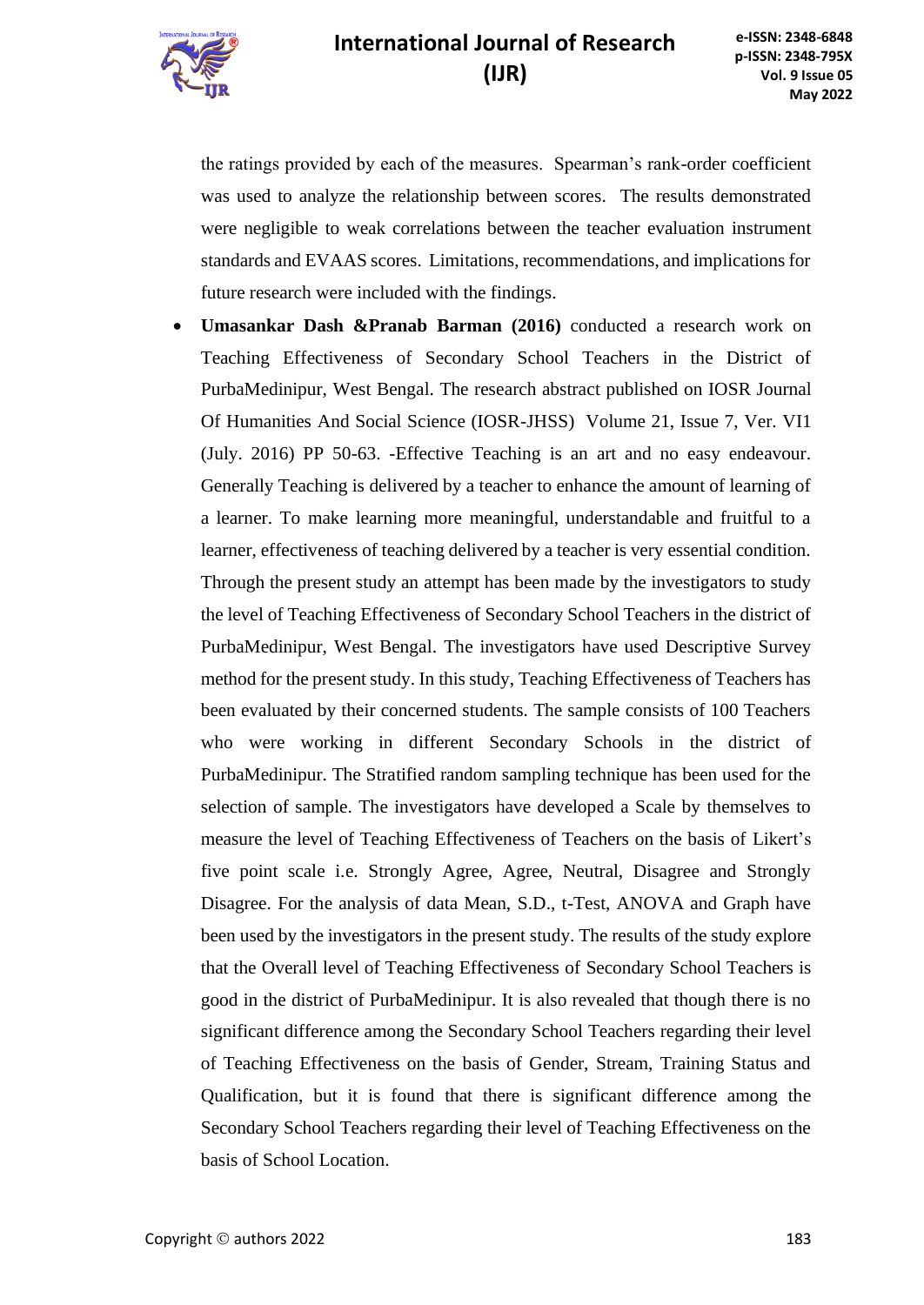the ratings provided by each of the measures. Spearman's rank-order coefficient was used to analyze the relationship between scores. The results demonstrated were negligible to weak correlations between the teacher evaluation instrument standards and EVAAS scores. Limitations, recommendations, and implications for future research were included with the findings.

- **Umasankar Dash &Pranab Barman (2016)** conducted a research work on Teaching Effectiveness of Secondary School Teachers in the District of PurbaMedinipur, West Bengal. The research abstract published on IOSR Journal Of Humanities And Social Science (IOSR-JHSS) Volume 21, Issue 7, Ver. VI1 (July. 2016) PP 50-63. -Effective Teaching is an art and no easy endeavour. Generally Teaching is delivered by a teacher to enhance the amount of learning of a learner. To make learning more meaningful, understandable and fruitful to a learner, effectiveness of teaching delivered by a teacher is very essential condition. Through the present study an attempt has been made by the investigators to study the level of Teaching Effectiveness of Secondary School Teachers in the district of PurbaMedinipur, West Bengal. The investigators have used Descriptive Survey method for the present study. In this study, Teaching Effectiveness of Teachers has been evaluated by their concerned students. The sample consists of 100 Teachers who were working in different Secondary Schools in the district of PurbaMedinipur. The Stratified random sampling technique has been used for the selection of sample. The investigators have developed a Scale by themselves to measure the level of Teaching Effectiveness of Teachers on the basis of Likert's five point scale i.e. Strongly Agree, Agree, Neutral, Disagree and Strongly Disagree. For the analysis of data Mean, S.D., t-Test, ANOVA and Graph have been used by the investigators in the present study. The results of the study explore that the Overall level of Teaching Effectiveness of Secondary School Teachers is good in the district of PurbaMedinipur. It is also revealed that though there is no significant difference among the Secondary School Teachers regarding their level of Teaching Effectiveness on the basis of Gender, Stream, Training Status and Qualification, but it is found that there is significant difference among the Secondary School Teachers regarding their level of Teaching Effectiveness on the basis of School Location.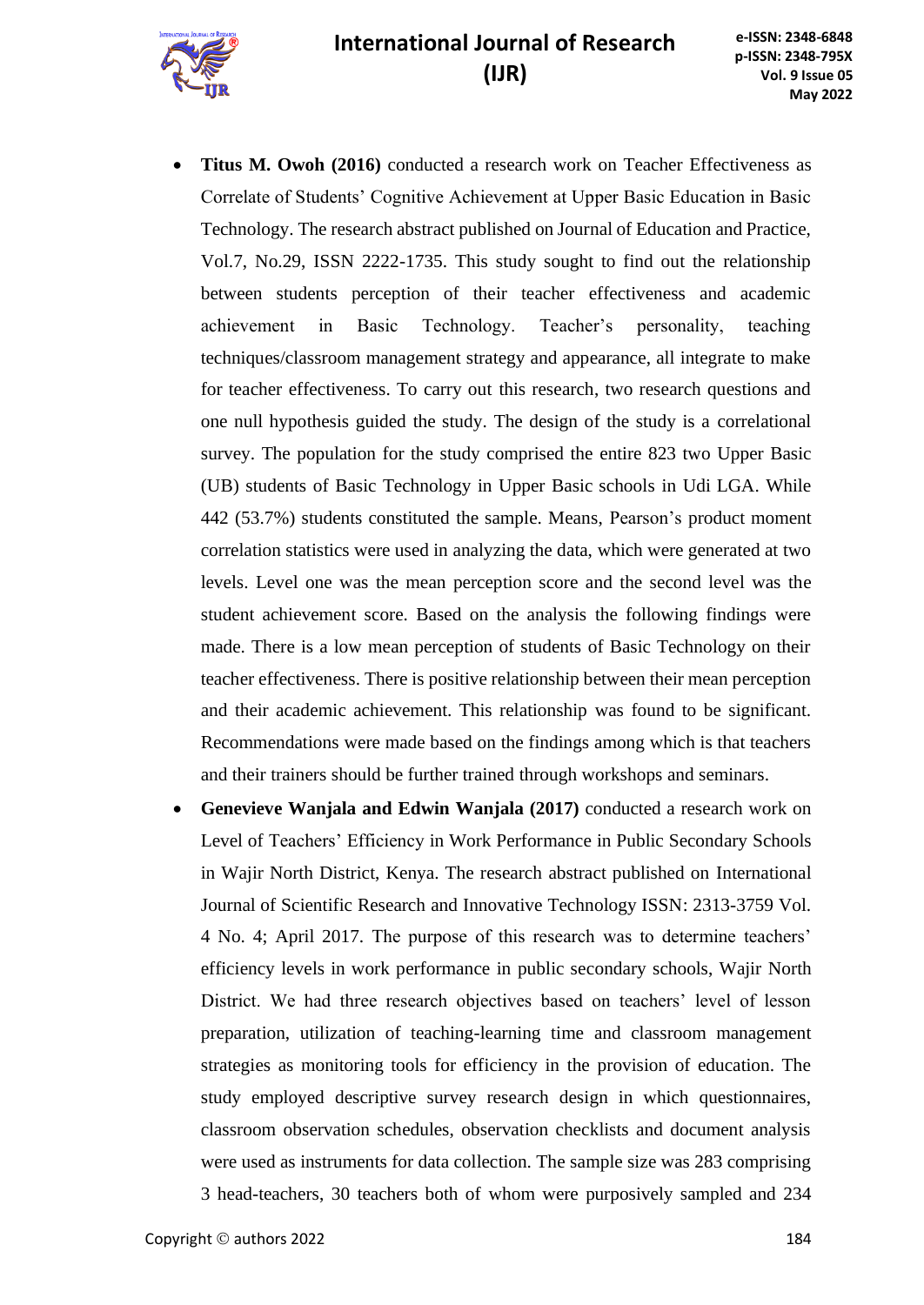- **Titus M. Owoh (2016)** conducted a research work on Teacher Effectiveness as Correlate of Students' Cognitive Achievement at Upper Basic Education in Basic Technology. The research abstract published on Journal of Education and Practice, Vol.7, No.29, ISSN 2222-1735. This study sought to find out the relationship between students perception of their teacher effectiveness and academic achievement in Basic Technology. Teacher's personality, teaching techniques/classroom management strategy and appearance, all integrate to make for teacher effectiveness. To carry out this research, two research questions and one null hypothesis guided the study. The design of the study is a correlational survey. The population for the study comprised the entire 823 two Upper Basic (UB) students of Basic Technology in Upper Basic schools in Udi LGA. While 442 (53.7%) students constituted the sample. Means, Pearson's product moment correlation statistics were used in analyzing the data, which were generated at two levels. Level one was the mean perception score and the second level was the student achievement score. Based on the analysis the following findings were made. There is a low mean perception of students of Basic Technology on their teacher effectiveness. There is positive relationship between their mean perception and their academic achievement. This relationship was found to be significant. Recommendations were made based on the findings among which is that teachers and their trainers should be further trained through workshops and seminars.
- **Genevieve Wanjala and Edwin Wanjala (2017)** conducted a research work on Level of Teachers' Efficiency in Work Performance in Public Secondary Schools in Wajir North District, Kenya. The research abstract published on International Journal of Scientific Research and Innovative Technology ISSN: 2313-3759 Vol. 4 No. 4; April 2017. The purpose of this research was to determine teachers' efficiency levels in work performance in public secondary schools, Wajir North District. We had three research objectives based on teachers' level of lesson preparation, utilization of teaching-learning time and classroom management strategies as monitoring tools for efficiency in the provision of education. The study employed descriptive survey research design in which questionnaires, classroom observation schedules, observation checklists and document analysis were used as instruments for data collection. The sample size was 283 comprising 3 head-teachers, 30 teachers both of whom were purposively sampled and 234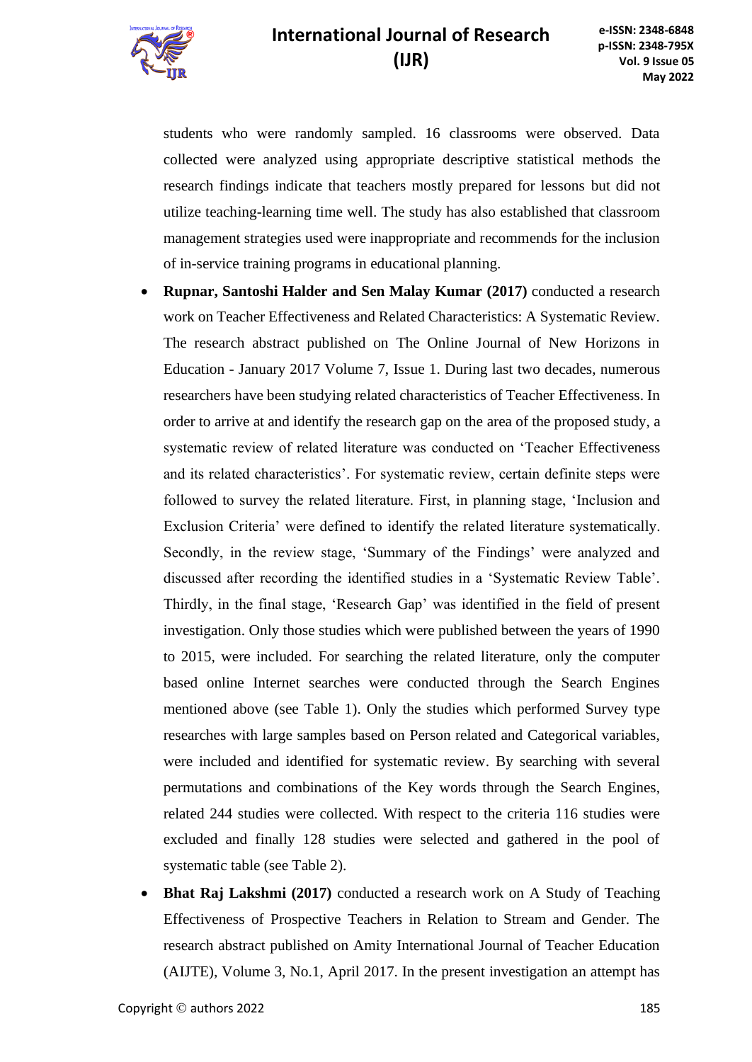students who were randomly sampled. 16 classrooms were observed. Data collected were analyzed using appropriate descriptive statistical methods the research findings indicate that teachers mostly prepared for lessons but did not utilize teaching-learning time well. The study has also established that classroom management strategies used were inappropriate and recommends for the inclusion of in-service training programs in educational planning.

- **Rupnar, Santoshi Halder and Sen Malay Kumar (2017)** conducted a research work on Teacher Effectiveness and Related Characteristics: A Systematic Review. The research abstract published on The Online Journal of New Horizons in Education - January 2017 Volume 7, Issue 1. During last two decades, numerous researchers have been studying related characteristics of Teacher Effectiveness. In order to arrive at and identify the research gap on the area of the proposed study, a systematic review of related literature was conducted on 'Teacher Effectiveness and its related characteristics'. For systematic review, certain definite steps were followed to survey the related literature. First, in planning stage, 'Inclusion and Exclusion Criteria' were defined to identify the related literature systematically. Secondly, in the review stage, 'Summary of the Findings' were analyzed and discussed after recording the identified studies in a 'Systematic Review Table'. Thirdly, in the final stage, 'Research Gap' was identified in the field of present investigation. Only those studies which were published between the years of 1990 to 2015, were included. For searching the related literature, only the computer based online Internet searches were conducted through the Search Engines mentioned above (see Table 1). Only the studies which performed Survey type researches with large samples based on Person related and Categorical variables, were included and identified for systematic review. By searching with several permutations and combinations of the Key words through the Search Engines, related 244 studies were collected. With respect to the criteria 116 studies were excluded and finally 128 studies were selected and gathered in the pool of systematic table (see Table 2).
- **Bhat Raj Lakshmi (2017)** conducted a research work on A Study of Teaching Effectiveness of Prospective Teachers in Relation to Stream and Gender. The research abstract published on Amity International Journal of Teacher Education (AIJTE), Volume 3, No.1, April 2017. In the present investigation an attempt has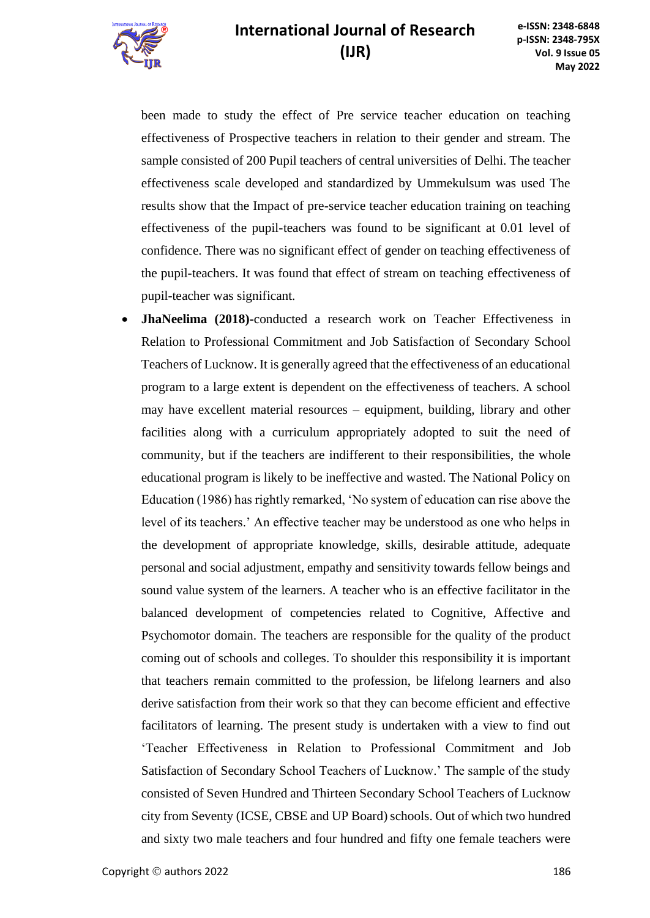been made to study the effect of Pre service teacher education on teaching effectiveness of Prospective teachers in relation to their gender and stream. The sample consisted of 200 Pupil teachers of central universities of Delhi. The teacher effectiveness scale developed and standardized by Ummekulsum was used The results show that the Impact of pre-service teacher education training on teaching effectiveness of the pupil-teachers was found to be significant at 0.01 level of confidence. There was no significant effect of gender on teaching effectiveness of the pupil-teachers. It was found that effect of stream on teaching effectiveness of pupil-teacher was significant.

- **JhaNeelima (2018)-**conducted a research work on Teacher Effectiveness in Relation to Professional Commitment and Job Satisfaction of Secondary School Teachers of Lucknow. It is generally agreed that the effectiveness of an educational program to a large extent is dependent on the effectiveness of teachers. A school may have excellent material resources – equipment, building, library and other facilities along with a curriculum appropriately adopted to suit the need of community, but if the teachers are indifferent to their responsibilities, the whole educational program is likely to be ineffective and wasted. The National Policy on Education (1986) has rightly remarked, 'No system of education can rise above the level of its teachers.' An effective teacher may be understood as one who helps in the development of appropriate knowledge, skills, desirable attitude, adequate personal and social adjustment, empathy and sensitivity towards fellow beings and sound value system of the learners. A teacher who is an effective facilitator in the balanced development of competencies related to Cognitive, Affective and Psychomotor domain. The teachers are responsible for the quality of the product coming out of schools and colleges. To shoulder this responsibility it is important that teachers remain committed to the profession, be lifelong learners and also derive satisfaction from their work so that they can become efficient and effective facilitators of learning. The present study is undertaken with a view to find out 'Teacher Effectiveness in Relation to Professional Commitment and Job Satisfaction of Secondary School Teachers of Lucknow.' The sample of the study consisted of Seven Hundred and Thirteen Secondary School Teachers of Lucknow city from Seventy (ICSE, CBSE and UP Board) schools. Out of which two hundred and sixty two male teachers and four hundred and fifty one female teachers were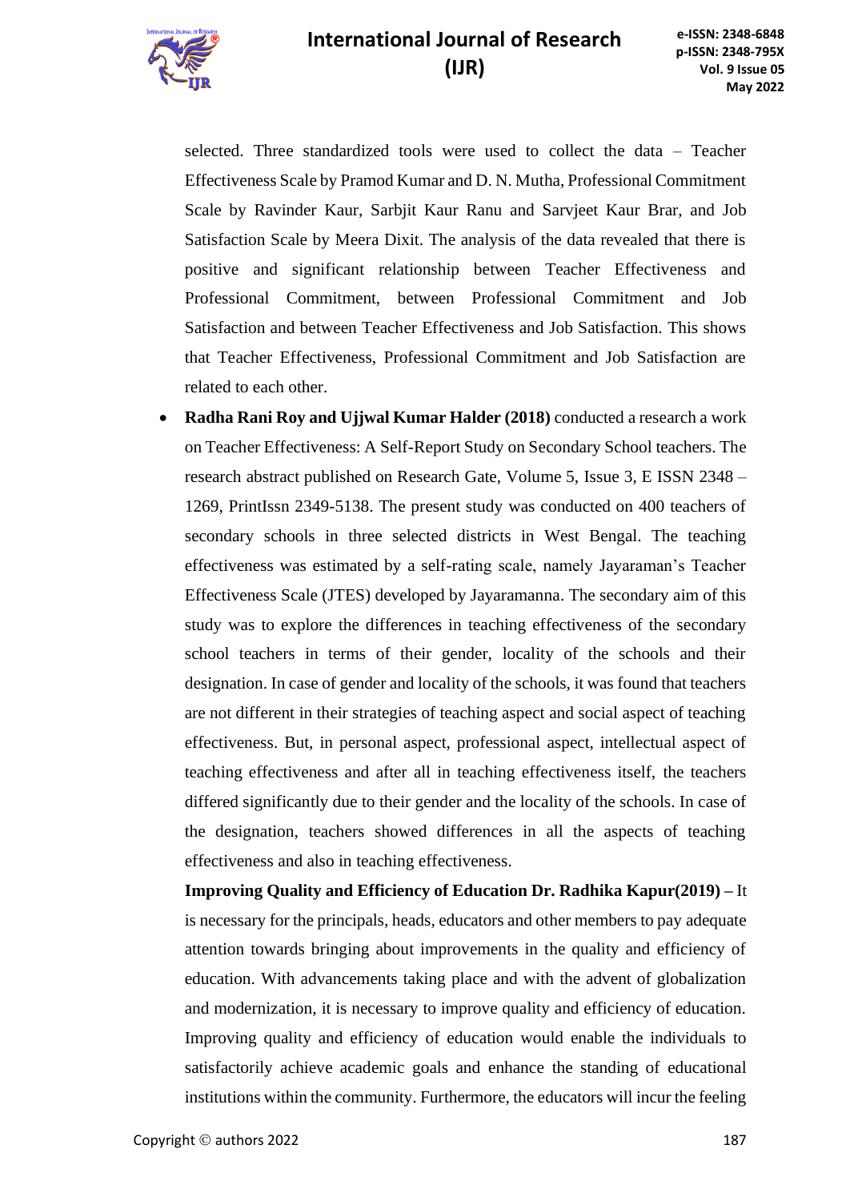selected. Three standardized tools were used to collect the data – Teacher Effectiveness Scale by Pramod Kumar and D. N. Mutha, Professional Commitment Scale by Ravinder Kaur, Sarbjit Kaur Ranu and Sarvjeet Kaur Brar, and Job Satisfaction Scale by Meera Dixit. The analysis of the data revealed that there is positive and significant relationship between Teacher Effectiveness and Professional Commitment, between Professional Commitment and Job Satisfaction and between Teacher Effectiveness and Job Satisfaction. This shows that Teacher Effectiveness, Professional Commitment and Job Satisfaction are related to each other.

- **Radha Rani Roy and Ujjwal Kumar Halder (2018)** conducted a research a work on Teacher Effectiveness: A Self-Report Study on Secondary School teachers. The research abstract published on Research Gate, Volume 5, Issue 3, E ISSN 2348 – 1269, PrintIssn 2349-5138. The present study was conducted on 400 teachers of secondary schools in three selected districts in West Bengal. The teaching effectiveness was estimated by a self-rating scale, namely Jayaraman's Teacher Effectiveness Scale (JTES) developed by Jayaramanna. The secondary aim of this study was to explore the differences in teaching effectiveness of the secondary school teachers in terms of their gender, locality of the schools and their designation. In case of gender and locality of the schools, it was found that teachers are not different in their strategies of teaching aspect and social aspect of teaching effectiveness. But, in personal aspect, professional aspect, intellectual aspect of teaching effectiveness and after all in teaching effectiveness itself, the teachers differed significantly due to their gender and the locality of the schools. In case of the designation, teachers showed differences in all the aspects of teaching effectiveness and also in teaching effectiveness.

**Improving Quality and Efficiency of Education Dr. Radhika Kapur(2019) –** It is necessary for the principals, heads, educators and other members to pay adequate attention towards bringing about improvements in the quality and efficiency of education. With advancements taking place and with the advent of globalization and modernization, it is necessary to improve quality and efficiency of education. Improving quality and efficiency of education would enable the individuals to satisfactorily achieve academic goals and enhance the standing of educational institutions within the community. Furthermore, the educators will incur the feeling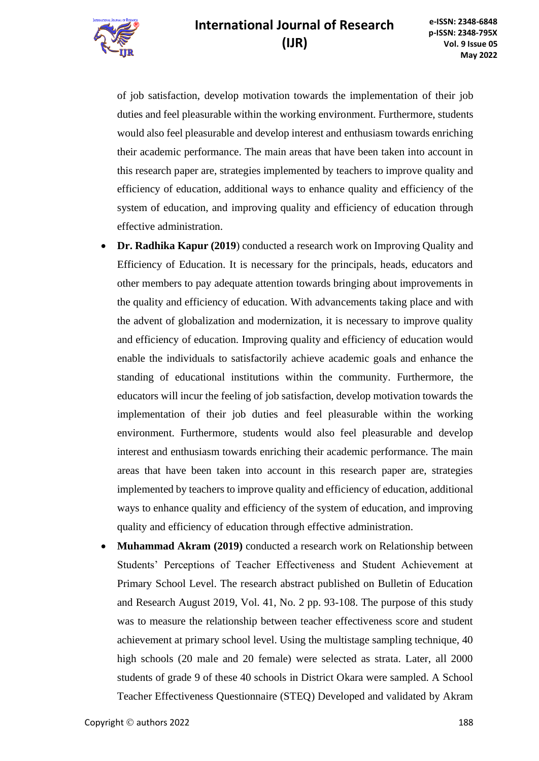of job satisfaction, develop motivation towards the implementation of their job duties and feel pleasurable within the working environment. Furthermore, students would also feel pleasurable and develop interest and enthusiasm towards enriching their academic performance. The main areas that have been taken into account in this research paper are, strategies implemented by teachers to improve quality and efficiency of education, additional ways to enhance quality and efficiency of the system of education, and improving quality and efficiency of education through effective administration.

- **Dr. Radhika Kapur (2019**) conducted a research work on Improving Quality and Efficiency of Education. It is necessary for the principals, heads, educators and other members to pay adequate attention towards bringing about improvements in the quality and efficiency of education. With advancements taking place and with the advent of globalization and modernization, it is necessary to improve quality and efficiency of education. Improving quality and efficiency of education would enable the individuals to satisfactorily achieve academic goals and enhance the standing of educational institutions within the community. Furthermore, the educators will incur the feeling of job satisfaction, develop motivation towards the implementation of their job duties and feel pleasurable within the working environment. Furthermore, students would also feel pleasurable and develop interest and enthusiasm towards enriching their academic performance. The main areas that have been taken into account in this research paper are, strategies implemented by teachers to improve quality and efficiency of education, additional ways to enhance quality and efficiency of the system of education, and improving quality and efficiency of education through effective administration.
- **Muhammad Akram (2019)** conducted a research work on Relationship between Students' Perceptions of Teacher Effectiveness and Student Achievement at Primary School Level. The research abstract published on Bulletin of Education and Research August 2019, Vol. 41, No. 2 pp. 93-108. The purpose of this study was to measure the relationship between teacher effectiveness score and student achievement at primary school level. Using the multistage sampling technique, 40 high schools (20 male and 20 female) were selected as strata. Later, all 2000 students of grade 9 of these 40 schools in District Okara were sampled. A School Teacher Effectiveness Questionnaire (STEQ) Developed and validated by Akram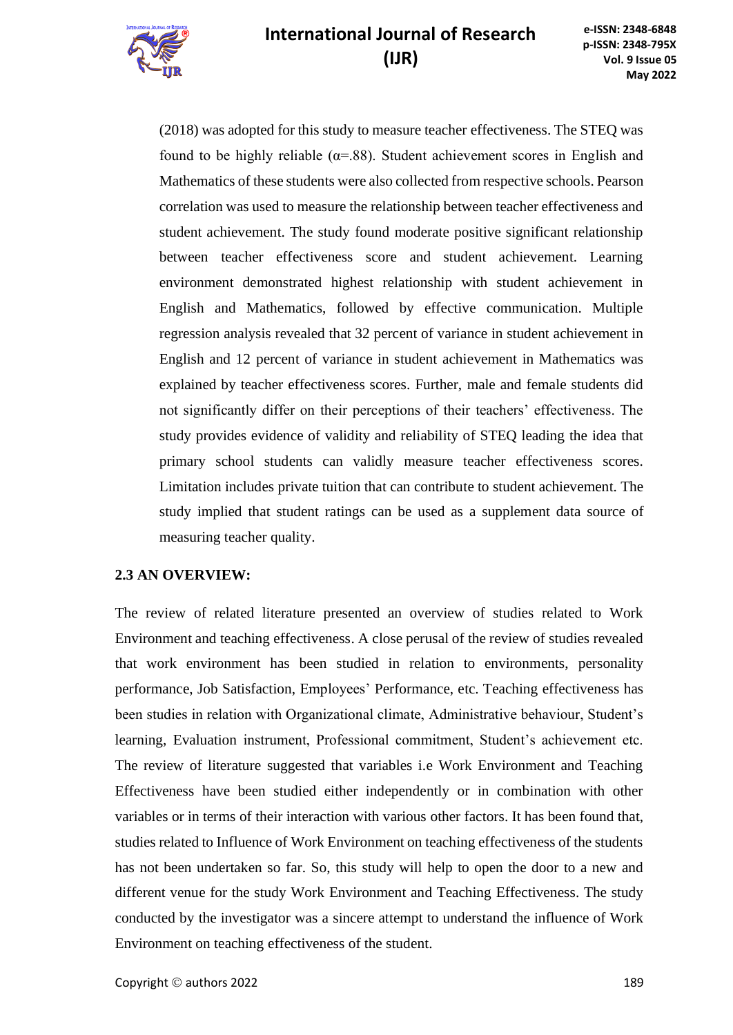(2018) was adopted for this study to measure teacher effectiveness. The STEQ was found to be highly reliable (α=.88). Student achievement scores in English and Mathematics of these students were also collected from respective schools. Pearson correlation was used to measure the relationship between teacher effectiveness and student achievement. The study found moderate positive significant relationship between teacher effectiveness score and student achievement. Learning environment demonstrated highest relationship with student achievement in English and Mathematics, followed by effective communication. Multiple regression analysis revealed that 32 percent of variance in student achievement in English and 12 percent of variance in student achievement in Mathematics was explained by teacher effectiveness scores. Further, male and female students did not significantly differ on their perceptions of their teachers' effectiveness. The study provides evidence of validity and reliability of STEQ leading the idea that primary school students can validly measure teacher effectiveness scores. Limitation includes private tuition that can contribute to student achievement. The study implied that student ratings can be used as a supplement data source of measuring teacher quality.

### 2.3 AN OVERVIEW:

The review of related literature presented an overview of studies related to Work Environment and teaching effectiveness. A close perusal of the review of studies revealed that work environment has been studied in relation to environments, personality performance, Job Satisfaction, Employees' Performance, etc. Teaching effectiveness has been studies in relation with Organizational climate, Administrative behaviour, Student's learning, Evaluation instrument, Professional commitment, Student's achievement etc. The review of literature suggested that variables i.e Work Environment and Teaching Effectiveness have been studied either independently or in combination with other variables or in terms of their interaction with various other factors. It has been found that, studies related to Influence of Work Environment on teaching effectiveness of the students has not been undertaken so far. So, this study will help to open the door to a new and different venue for the study Work Environment and Teaching Effectiveness. The study conducted by the investigator was a sincere attempt to understand the influence of Work Environment on teaching effectiveness of the student.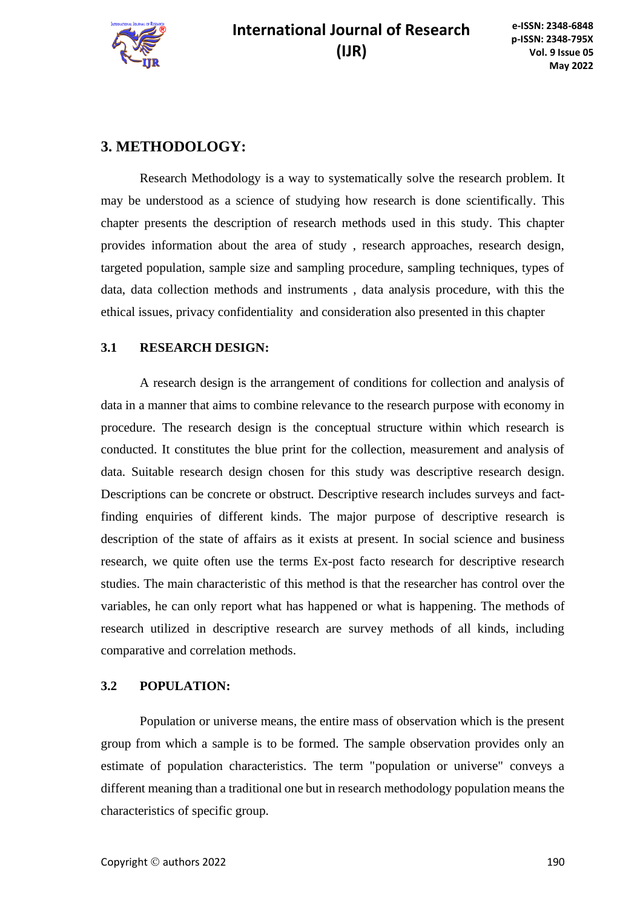## 3. METHODOLOGY:

Research Methodology is a way to systematically solve the research problem. It may be understood as a science of studying how research is done scientifically. This chapter presents the description of research methods used in this study. This chapter provides information about the area of study , research approaches, research design, targeted population, sample size and sampling procedure, sampling techniques, types of data, data collection methods and instruments , data analysis procedure, with this the ethical issues, privacy confidentiality  and consideration also presented in this chapter

### 3.1 RESEARCH DESIGN:

A research design is the arrangement of conditions for collection and analysis of data in a manner that aims to combine relevance to the research purpose with economy in procedure. The research design is the conceptual structure within which research is conducted. It constitutes the blue print for the collection, measurement and analysis of data. Suitable research design chosen for this study was descriptive research design. Descriptions can be concrete or obstruct. Descriptive research includes surveys and fact-finding enquiries of different kinds. The major purpose of descriptive research is description of the state of affairs as it exists at present. In social science and business research, we quite often use the terms Ex-post facto research for descriptive research studies. The main characteristic of this method is that the researcher has control over the variables, he can only report what has happened or what is happening. The methods of research utilized in descriptive research are survey methods of all kinds, including comparative and correlation methods.

### 3.2 POPULATION:

Population or universe means, the entire mass of observation which is the present group from which a sample is to be formed. The sample observation provides only an estimate of population characteristics. The term "population or universe" conveys a different meaning than a traditional one but in research methodology population means the characteristics of specific group.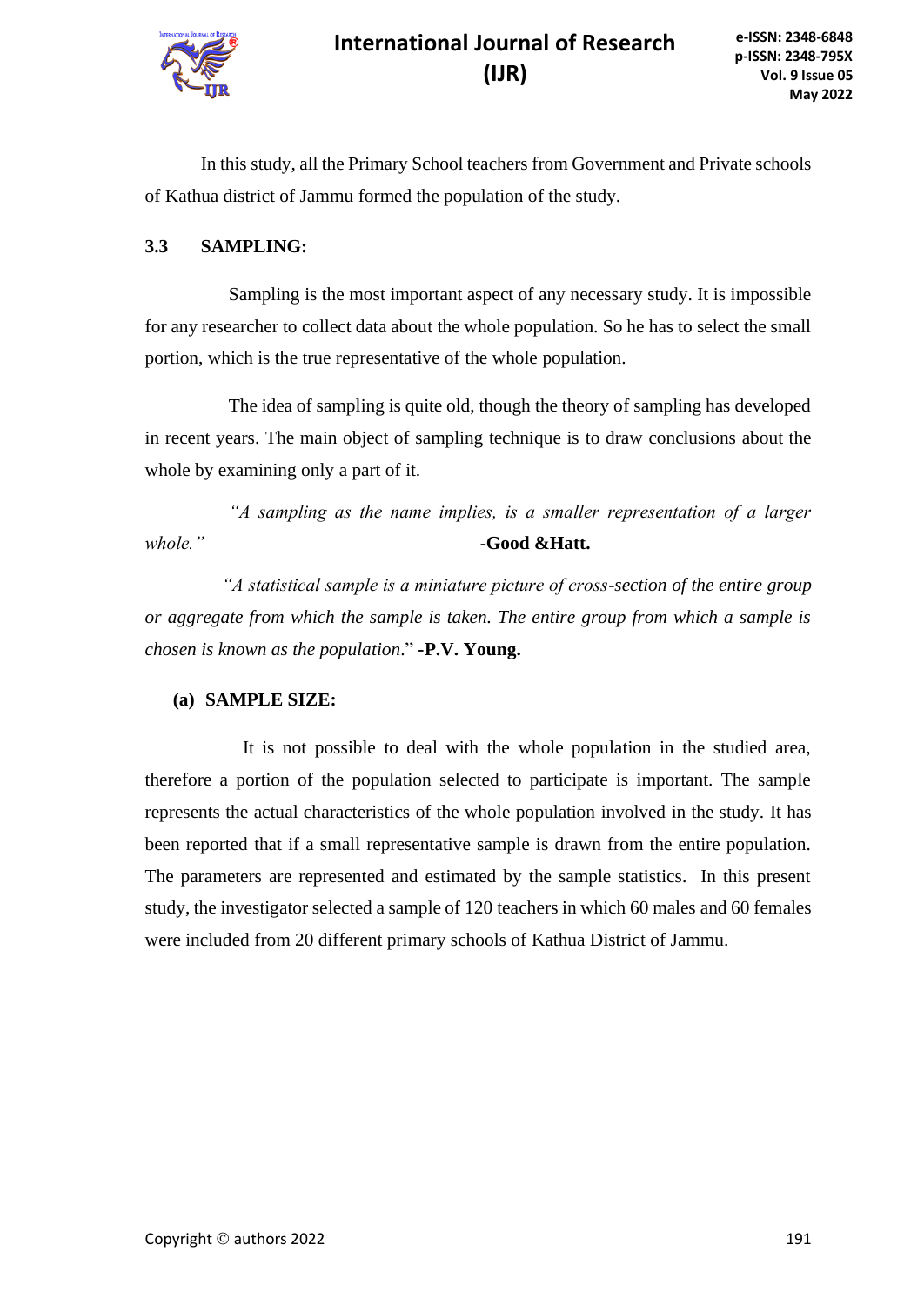In this study, all the Primary School teachers from Government and Private schools of Kathua district of Jammu formed the population of the study.

### 3.3 SAMPLING:

Sampling is the most important aspect of any necessary study. It is impossible for any researcher to collect data about the whole population. So he has to select the small portion, which is the true representative of the whole population.

The idea of sampling is quite old, though the theory of sampling has developed in recent years. The main object of sampling technique is to draw conclusions about the whole by examining only a part of it.

*"A sampling as the name implies, is a smaller representation of a larger whole."* -**Good &Hatt.**

*"A statistical sample is a miniature picture of cross-section of the entire group or aggregate from which the sample is taken. The entire group from which a sample is chosen is known as the population.*" **-P.V. Young.**

#### (a) SAMPLE SIZE:

It is not possible to deal with the whole population in the studied area, therefore a portion of the population selected to participate is important. The sample represents the actual characteristics of the whole population involved in the study. It has been reported that if a small representative sample is drawn from the entire population. The parameters are represented and estimated by the sample statistics. In this present study, the investigator selected a sample of 120 teachers in which 60 males and 60 females were included from 20 different primary schools of Kathua District of Jammu.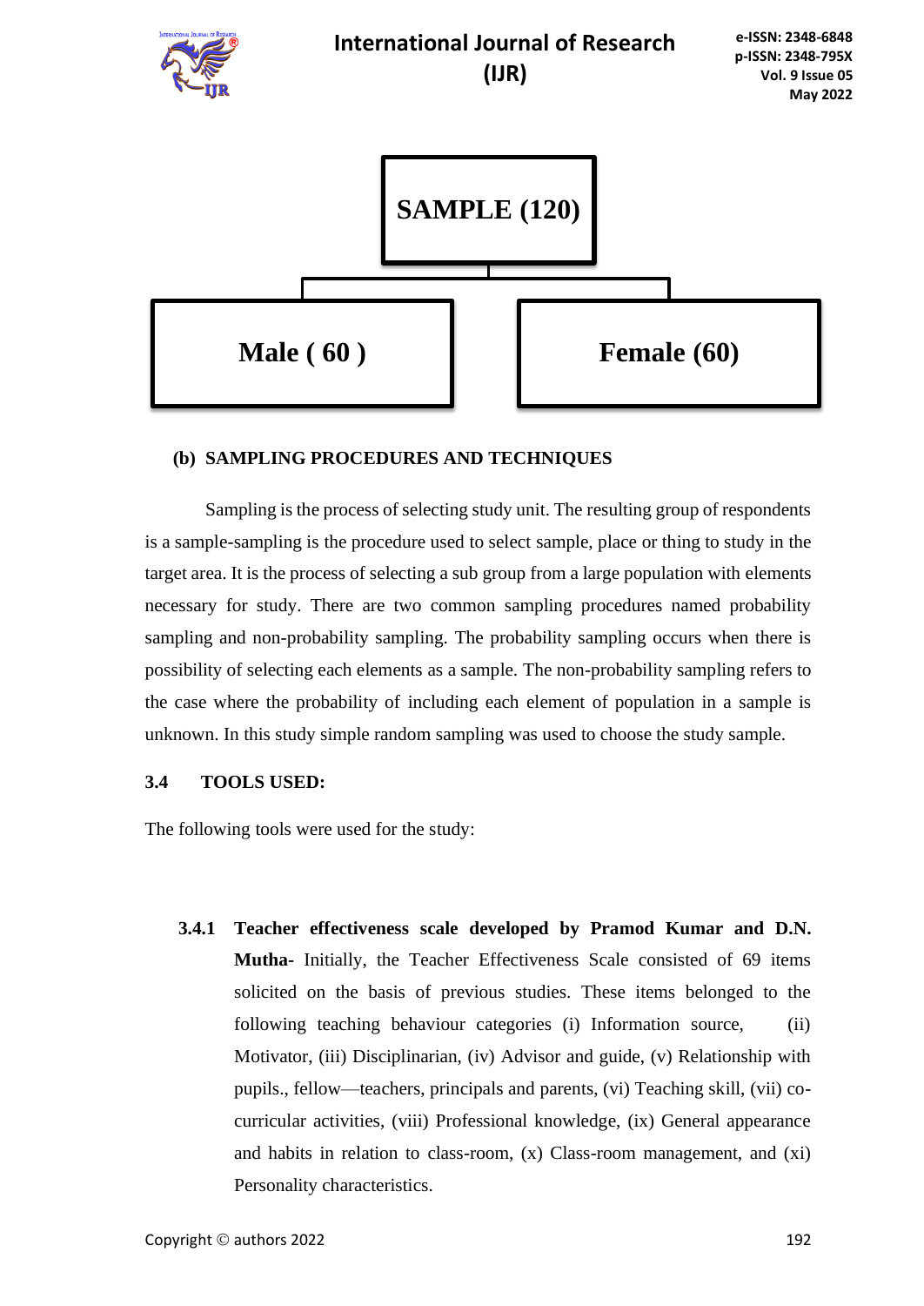**SAMPLE (120)**

| Male ( 60 ) | Female (60) |
|---|---|

**(b) SAMPLING PROCEDURES AND TECHNIQUES**

Sampling is the process of selecting study unit. The resulting group of respondents is a sample-sampling is the procedure used to select sample, place or thing to study in the target area. It is the process of selecting a sub group from a large population with elements necessary for study. There are two common sampling procedures named probability sampling and non-probability sampling. The probability sampling occurs when there is possibility of selecting each elements as a sample. The non-probability sampling refers to the case where the probability of including each element of population in a sample is unknown. In this study simple random sampling was used to choose the study sample.

**3.4 TOOLS USED:**

The following tools were used for the study:

**3.4.1 Teacher effectiveness scale developed by Pramod Kumar and D.N. Mutha-** Initially, the Teacher Effectiveness Scale consisted of 69 items solicited on the basis of previous studies. These items belonged to the following teaching behaviour categories (i) Information source, (ii) Motivator, (iii) Disciplinarian, (iv) Advisor and guide, (v) Relationship with pupils., fellow—teachers, principals and parents, (vi) Teaching skill, (vii) co-curricular activities, (viii) Professional knowledge, (ix) General appearance and habits in relation to class-room, (x) Class-room management, and (xi) Personality characteristics.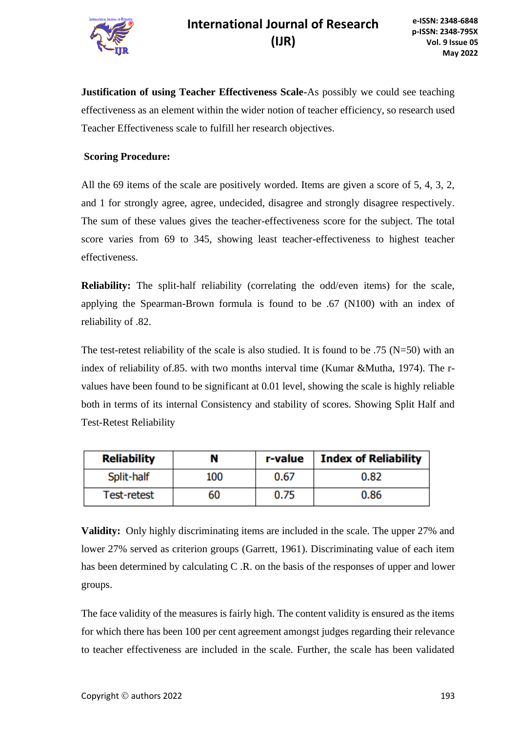**Justification of using Teacher Effectiveness Scale**-As possibly we could see teaching effectiveness as an element within the wider notion of teacher efficiency, so research used Teacher Effectiveness scale to fulfill her research objectives.

**Scoring Procedure:**

All the 69 items of the scale are positively worded. Items are given a score of 5, 4, 3, 2, and 1 for strongly agree, agree, undecided, disagree and strongly disagree respectively. The sum of these values gives the teacher-effectiveness score for the subject. The total score varies from 69 to 345, showing least teacher-effectiveness to highest teacher effectiveness.

**Reliability:** The split-half reliability (correlating the odd/even items) for the scale, applying the Spearman-Brown formula is found to be .67 (N100) with an index of reliability of .82.

The test-retest reliability of the scale is also studied. It is found to be .75 (N=50) with an index of reliability of.85. with two months interval time (Kumar &Mutha, 1974). The r-values have been found to be significant at 0.01 level, showing the scale is highly reliable both in terms of its internal Consistency and stability of scores. Showing Split Half and Test-Retest Reliability

| Reliability | N | r-value | Index of Reliability |
|---|---|---|---|
| Split-half | 100 | 0.67 | 0.82 |
| Test-retest | 60 | 0.75 | 0.86 |

**Validity:** Only highly discriminating items are included in the scale. The upper 27% and lower 27% served as criterion groups (Garrett, 1961). Discriminating value of each item has been determined by calculating C .R. on the basis of the responses of upper and lower groups.

The face validity of the measures is fairly high. The content validity is ensured as the items for which there has been 100 per cent agreement amongst judges regarding their relevance to teacher effectiveness are included in the scale. Further, the scale has been validated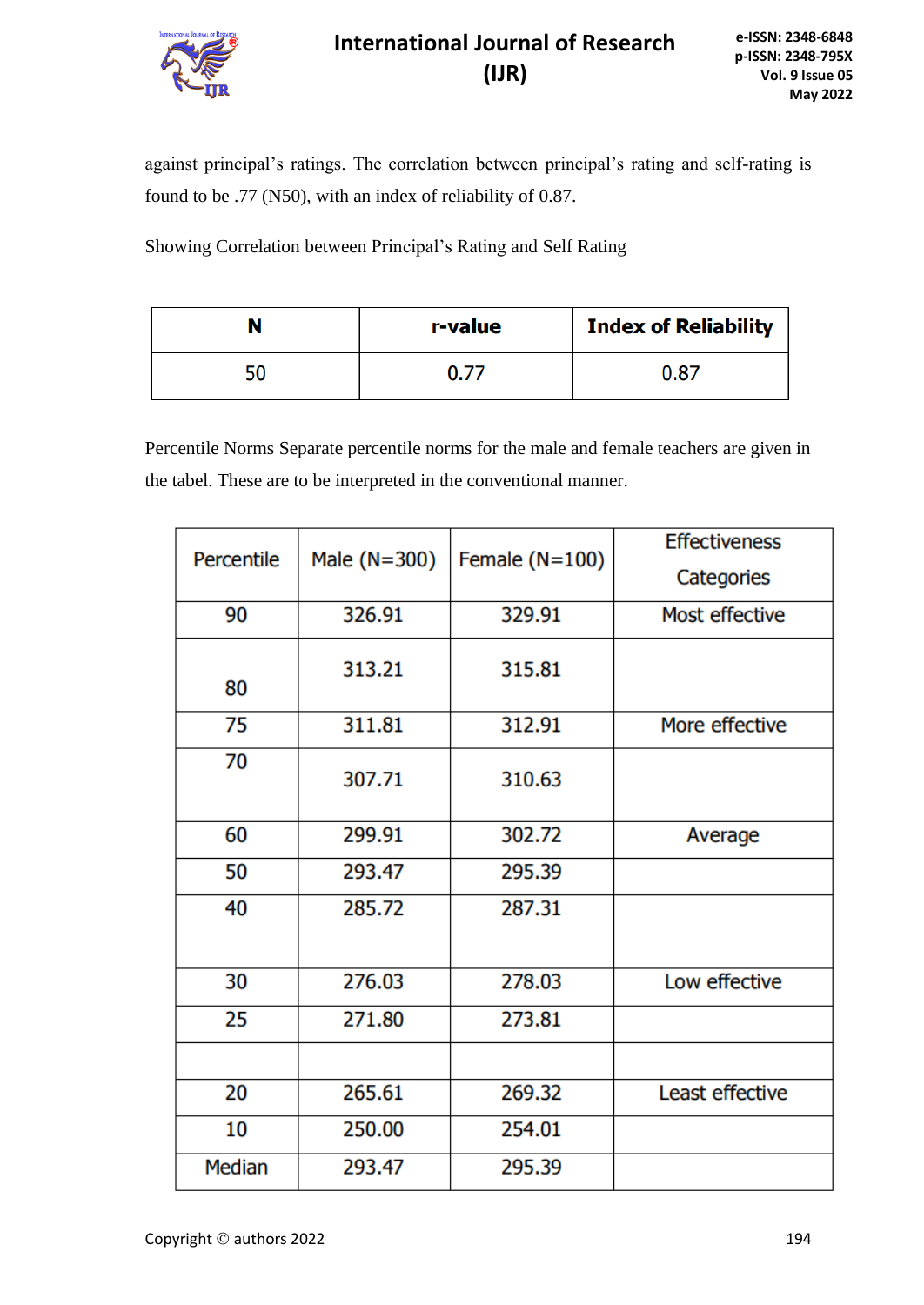against principal's ratings. The correlation between principal's rating and self-rating is found to be .77 (N50), with an index of reliability of 0.87.

Showing Correlation between Principal's Rating and Self Rating

| N | r-value | Index of Reliability |
|---|---|---|
| 50 | 0.77 | 0.87 |

Percentile Norms Separate percentile norms for the male and female teachers are given in the tabel. These are to be interpreted in the conventional manner.

| Percentile | Male (N=300) | Female (N=100) | Effectiveness Categories |
|---|---|---|---|
| 90 | 326.91 | 329.91 | Most effective |
| 80 | 313.21 | 315.81 | |
| 75 | 311.81 | 312.91 | More effective |
| 70 | 307.71 | 310.63 | |
| 60 | 299.91 | 302.72 | Average |
| 50 | 293.47 | 295.39 | |
| 40 | 285.72 | 287.31 | |
| 30 | 276.03 | 278.03 | Low effective |
| 25 | 271.80 | 273.81 | |
| | | | |
| 20 | 265.61 | 269.32 | Least effective |
| 10 | 250.00 | 254.01 | |
| Median | 293.47 | 295.39 | |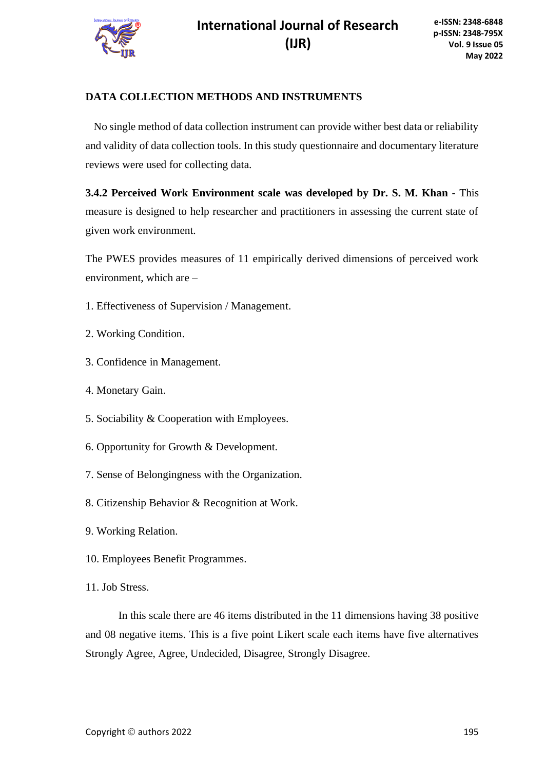## DATA COLLECTION METHODS AND INSTRUMENTS

No single method of data collection instrument can provide wither best data or reliability and validity of data collection tools. In this study questionnaire and documentary literature reviews were used for collecting data.

**3.4.2 Perceived Work Environment scale was developed by Dr. S. M. Khan** - This measure is designed to help researcher and practitioners in assessing the current state of given work environment.

The PWES provides measures of 11 empirically derived dimensions of perceived work environment, which are –

1. Effectiveness of Supervision / Management.
2. Working Condition.
3. Confidence in Management.
4. Monetary Gain.
5. Sociability & Cooperation with Employees.
6. Opportunity for Growth & Development.
7. Sense of Belongingness with the Organization.
8. Citizenship Behavior & Recognition at Work.
9. Working Relation.
10. Employees Benefit Programmes.
11. Job Stress.

In this scale there are 46 items distributed in the 11 dimensions having 38 positive and 08 negative items. This is a five point Likert scale each items have five alternatives Strongly Agree, Agree, Undecided, Disagree, Strongly Disagree.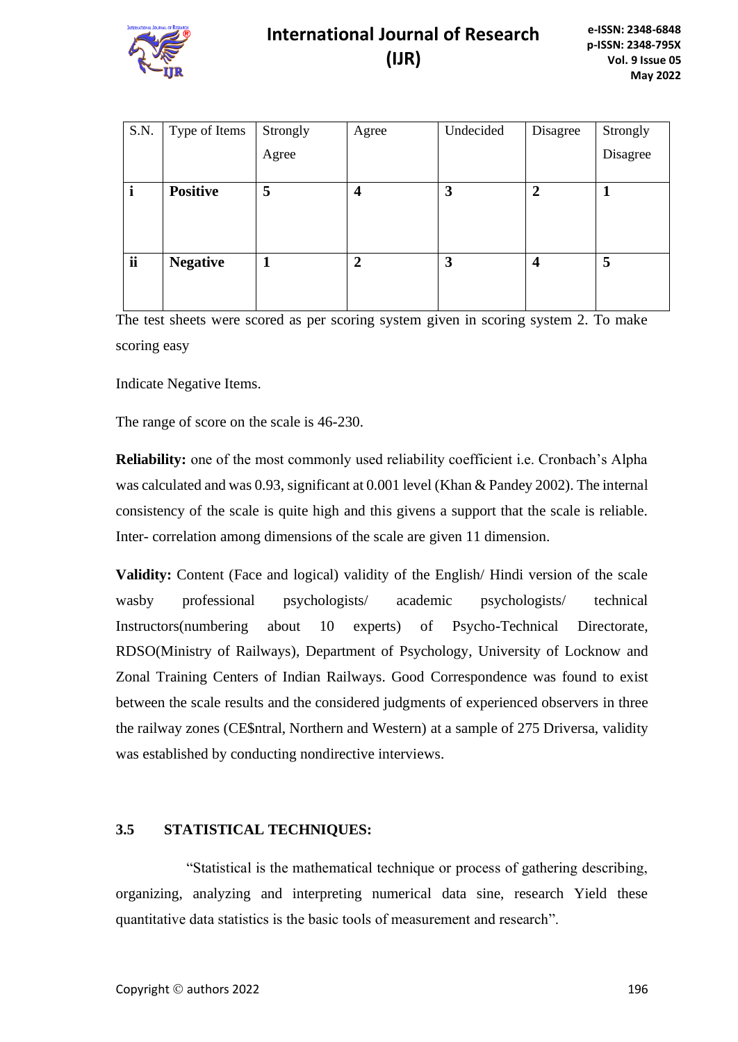| S.N. | Type of Items | Strongly Agree | Agree | Undecided | Disagree | Strongly Disagree |
|---|---|---|---|---|---|---|
| **i** | **Positive** | **5** | **4** | **3** | **2** | **1** |
| **ii** | **Negative** | **1** | **2** | **3** | **4** | **5** |

The test sheets were scored as per scoring system given in scoring system 2. To make scoring easy

Indicate Negative Items.

The range of score on the scale is 46-230.

**Reliability:** one of the most commonly used reliability coefficient i.e. Cronbach's Alpha was calculated and was 0.93, significant at 0.001 level (Khan & Pandey 2002). The internal consistency of the scale is quite high and this givens a support that the scale is reliable. Inter- correlation among dimensions of the scale are given 11 dimension.

**Validity:** Content (Face and logical) validity of the English/ Hindi version of the scale wasby professional psychologists/ academic psychologists/ technical Instructors(numbering about 10 experts) of Psycho-Technical Directorate, RDSO(Ministry of Railways), Department of Psychology, University of Locknow and Zonal Training Centers of Indian Railways. Good Correspondence was found to exist between the scale results and the considered judgments of experienced observers in three the railway zones (CE$ntral, Northern and Western) at a sample of 275 Driversa, validity was established by conducting nondirective interviews.

### 3.5 STATISTICAL TECHNIQUES:

"Statistical is the mathematical technique or process of gathering describing, organizing, analyzing and interpreting numerical data sine, research Yield these quantitative data statistics is the basic tools of measurement and research".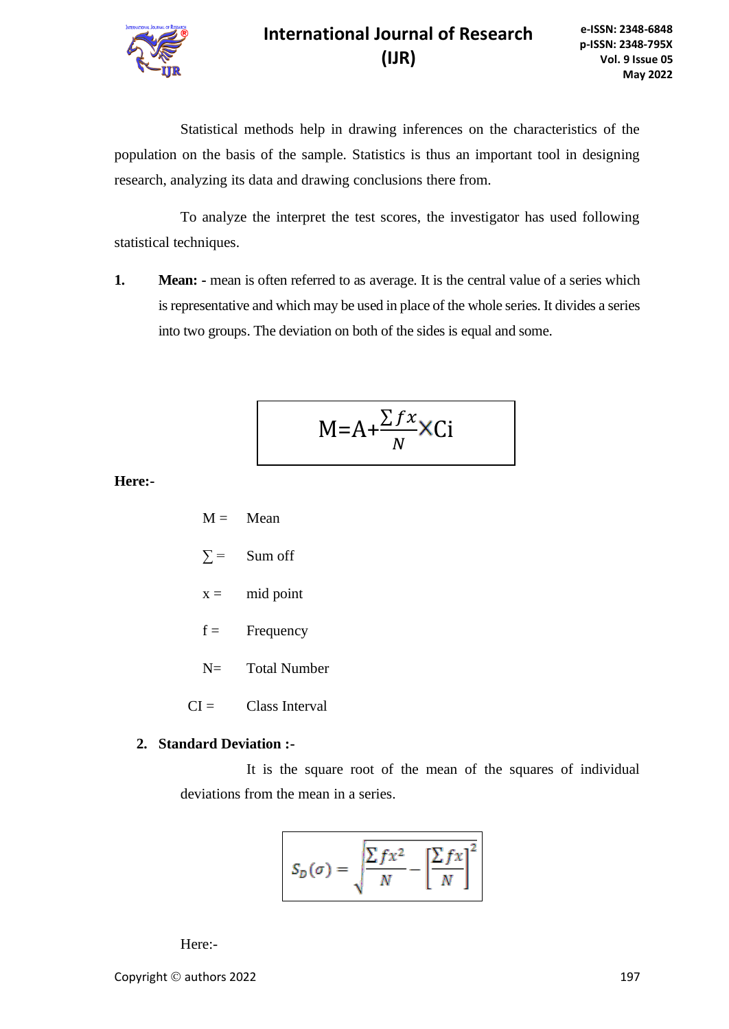Statistical methods help in drawing inferences on the characteristics of the population on the basis of the sample. Statistics is thus an important tool in designing research, analyzing its data and drawing conclusions there from.

To analyze the interpret the test scores, the investigator has used following statistical techniques.

1. **Mean: -** mean is often referred to as average. It is the central value of a series which is representative and which may be used in place of the whole series. It divides a series into two groups. The deviation on both of the sides is equal and some.

$$M = A + \frac{\sum fx}{N} \times Ci$$

**Here:-**

M = Mean

$\sum$ = Sum off

x = mid point

f = Frequency

N= Total Number

CI = Class Interval

2. **Standard Deviation :-**

It is the square root of the mean of the squares of individual deviations from the mean in a series.

$$S_D(\sigma) = \sqrt{\frac{\sum fx^2}{N} - \left[\frac{\sum fx}{N}\right]^2}$$

Here:-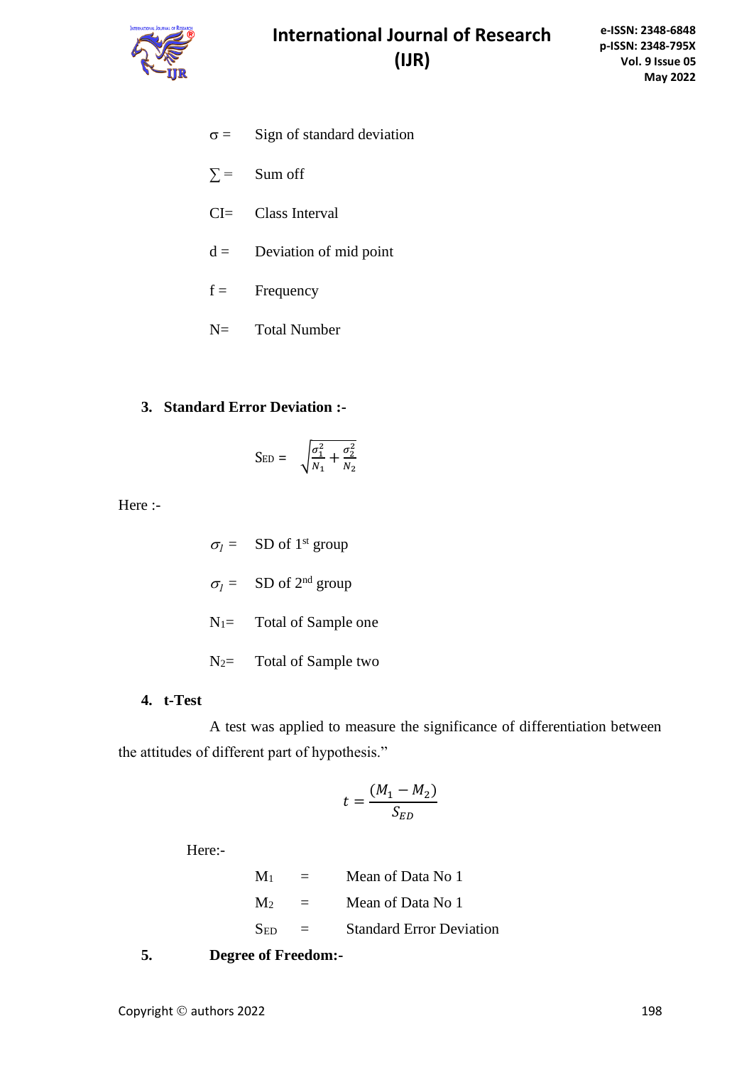$\sigma$ = Sign of standard deviation

$\sum$ = Sum off

CI= Class Interval

d = Deviation of mid point

f = Frequency

N= Total Number

**3. Standard Error Deviation :-**

$$S_{ED} = \sqrt{\frac{\sigma_1^2}{N_1} + \frac{\sigma_2^2}{N_2}}$$

Here :-

$\sigma_I$ = SD of 1st group

$\sigma_I$ = SD of 2nd group

$N_1$= Total of Sample one

$N_2$= Total of Sample two

**4. t-Test**

A test was applied to measure the significance of differentiation between the attitudes of different part of hypothesis."

$$t = \frac{(M_1 - M_2)}{S_{ED}}$$

Here:-

$M_1$ = Mean of Data No 1

$M_2$ = Mean of Data No 1

$S_{ED}$ = Standard Error Deviation

**5. Degree of Freedom:-**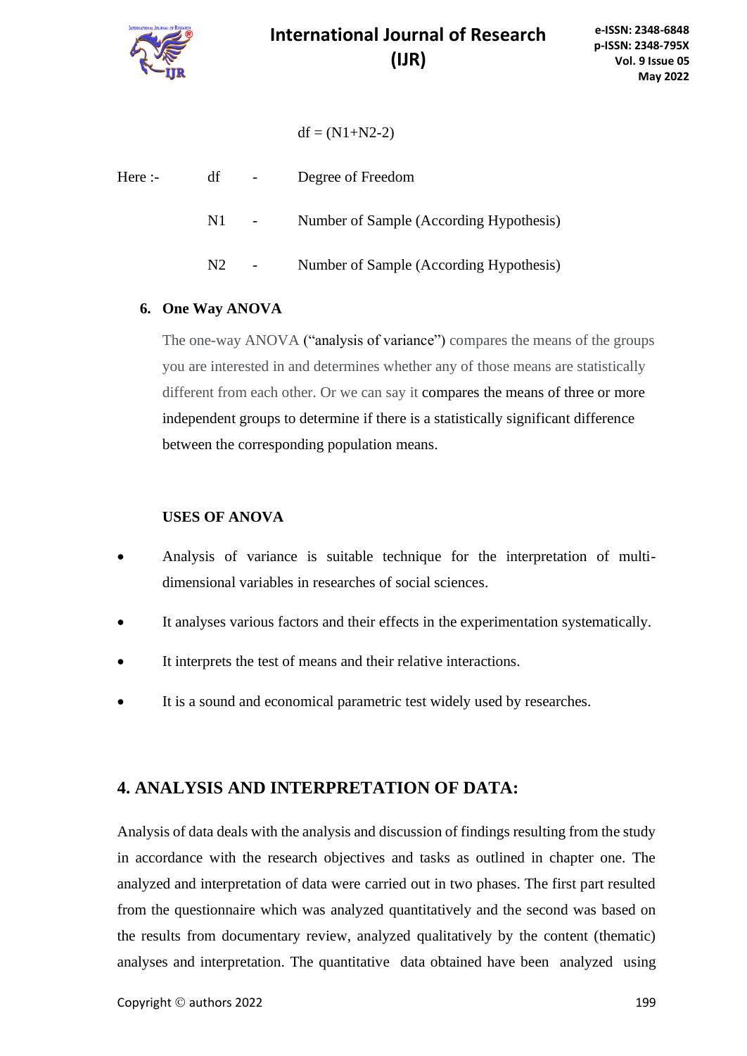$$df = (N1+N2-2)$$

Here :- df - Degree of Freedom

N1 - Number of Sample (According Hypothesis)

N2 - Number of Sample (According Hypothesis)

### 6. One Way ANOVA

The one-way ANOVA ("analysis of variance") compares the means of the groups you are interested in and determines whether any of those means are statistically different from each other. Or we can say it compares the means of three or more independent groups to determine if there is a statistically significant difference between the corresponding population means.

**USES OF ANOVA**

- Analysis of variance is suitable technique for the interpretation of multi-dimensional variables in researches of social sciences.
- It analyses various factors and their effects in the experimentation systematically.
- It interprets the test of means and their relative interactions.
- It is a sound and economical parametric test widely used by researches.

## 4. ANALYSIS AND INTERPRETATION OF DATA:

Analysis of data deals with the analysis and discussion of findings resulting from the study in accordance with the research objectives and tasks as outlined in chapter one. The analyzed and interpretation of data were carried out in two phases. The first part resulted from the questionnaire which was analyzed quantitatively and the second was based on the results from documentary review, analyzed qualitatively by the content (thematic) analyses and interpretation. The quantitative data obtained have been analyzed using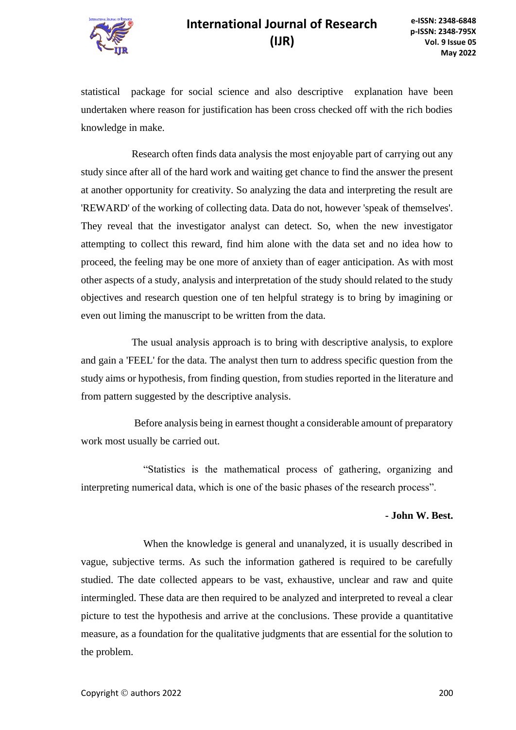statistical package for social science and also descriptive explanation have been undertaken where reason for justification has been cross checked off with the rich bodies knowledge in make.

Research often finds data analysis the most enjoyable part of carrying out any study since after all of the hard work and waiting get chance to find the answer the present at another opportunity for creativity. So analyzing the data and interpreting the result are 'REWARD' of the working of collecting data. Data do not, however 'speak of themselves'. They reveal that the investigator analyst can detect. So, when the new investigator attempting to collect this reward, find him alone with the data set and no idea how to proceed, the feeling may be one more of anxiety than of eager anticipation. As with most other aspects of a study, analysis and interpretation of the study should related to the study objectives and research question one of ten helpful strategy is to bring by imagining or even out liming the manuscript to be written from the data.

The usual analysis approach is to bring with descriptive analysis, to explore and gain a 'FEEL' for the data. The analyst then turn to address specific question from the study aims or hypothesis, from finding question, from studies reported in the literature and from pattern suggested by the descriptive analysis.

Before analysis being in earnest thought a considerable amount of preparatory work most usually be carried out.

"Statistics is the mathematical process of gathering, organizing and interpreting numerical data, which is one of the basic phases of the research process".

**- John W. Best.**

When the knowledge is general and unanalyzed, it is usually described in vague, subjective terms. As such the information gathered is required to be carefully studied. The date collected appears to be vast, exhaustive, unclear and raw and quite intermingled. These data are then required to be analyzed and interpreted to reveal a clear picture to test the hypothesis and arrive at the conclusions. These provide a quantitative measure, as a foundation for the qualitative judgments that are essential for the solution to the problem.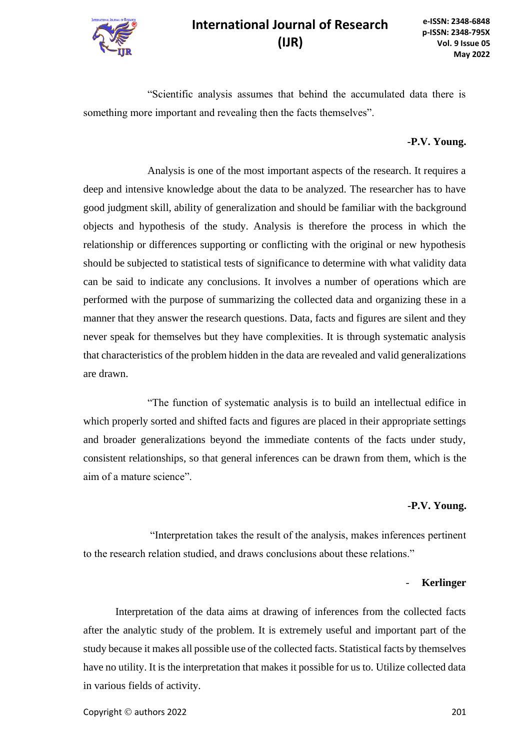"Scientific analysis assumes that behind the accumulated data there is something more important and revealing then the facts themselves".

**-P.V. Young.**

Analysis is one of the most important aspects of the research. It requires a deep and intensive knowledge about the data to be analyzed. The researcher has to have good judgment skill, ability of generalization and should be familiar with the background objects and hypothesis of the study. Analysis is therefore the process in which the relationship or differences supporting or conflicting with the original or new hypothesis should be subjected to statistical tests of significance to determine with what validity data can be said to indicate any conclusions. It involves a number of operations which are performed with the purpose of summarizing the collected data and organizing these in a manner that they answer the research questions. Data, facts and figures are silent and they never speak for themselves but they have complexities. It is through systematic analysis that characteristics of the problem hidden in the data are revealed and valid generalizations are drawn.

"The function of systematic analysis is to build an intellectual edifice in which properly sorted and shifted facts and figures are placed in their appropriate settings and broader generalizations beyond the immediate contents of the facts under study, consistent relationships, so that general inferences can be drawn from them, which is the aim of a mature science".

**-P.V. Young.**

"Interpretation takes the result of the analysis, makes inferences pertinent to the research relation studied, and draws conclusions about these relations."

\- **Kerlinger**

Interpretation of the data aims at drawing of inferences from the collected facts after the analytic study of the problem. It is extremely useful and important part of the study because it makes all possible use of the collected facts. Statistical facts by themselves have no utility. It is the interpretation that makes it possible for us to. Utilize collected data in various fields of activity.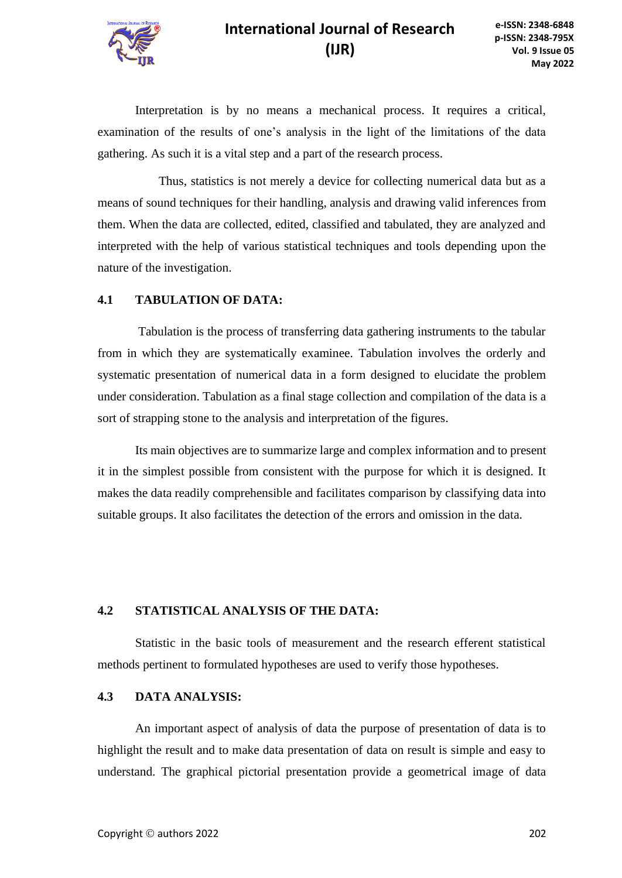Interpretation is by no means a mechanical process. It requires a critical, examination of the results of one's analysis in the light of the limitations of the data gathering. As such it is a vital step and a part of the research process.

Thus, statistics is not merely a device for collecting numerical data but as a means of sound techniques for their handling, analysis and drawing valid inferences from them. When the data are collected, edited, classified and tabulated, they are analyzed and interpreted with the help of various statistical techniques and tools depending upon the nature of the investigation.

### 4.1 TABULATION OF DATA:

Tabulation is the process of transferring data gathering instruments to the tabular from in which they are systematically examinee. Tabulation involves the orderly and systematic presentation of numerical data in a form designed to elucidate the problem under consideration. Tabulation as a final stage collection and compilation of the data is a sort of strapping stone to the analysis and interpretation of the figures.

Its main objectives are to summarize large and complex information and to present it in the simplest possible from consistent with the purpose for which it is designed. It makes the data readily comprehensible and facilitates comparison by classifying data into suitable groups. It also facilitates the detection of the errors and omission in the data.

### 4.2 STATISTICAL ANALYSIS OF THE DATA:

Statistic in the basic tools of measurement and the research efferent statistical methods pertinent to formulated hypotheses are used to verify those hypotheses.

### 4.3 DATA ANALYSIS:

An important aspect of analysis of data the purpose of presentation of data is to highlight the result and to make data presentation of data on result is simple and easy to understand. The graphical pictorial presentation provide a geometrical image of data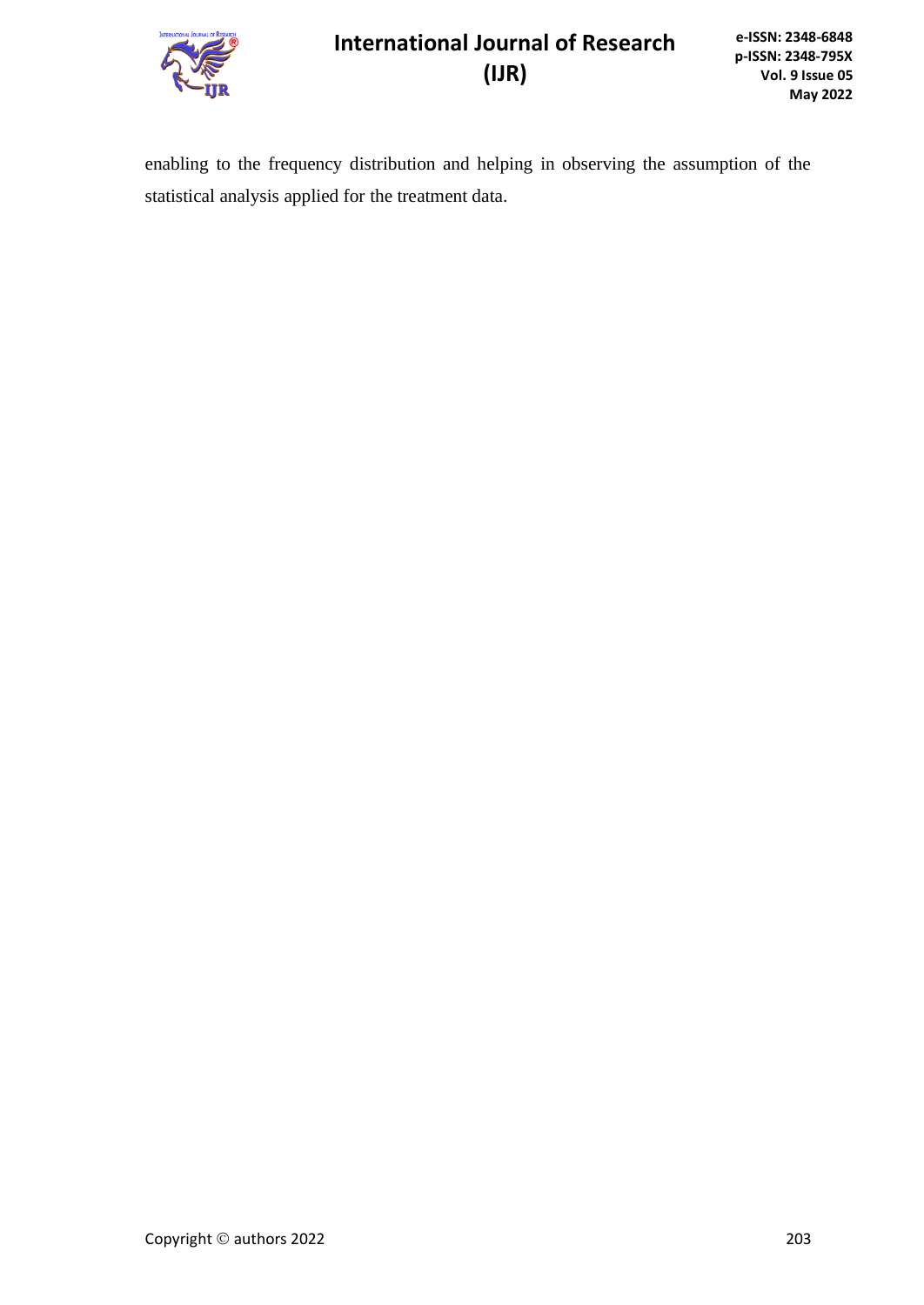enabling to the frequency distribution and helping in observing the assumption of the statistical analysis applied for the treatment data.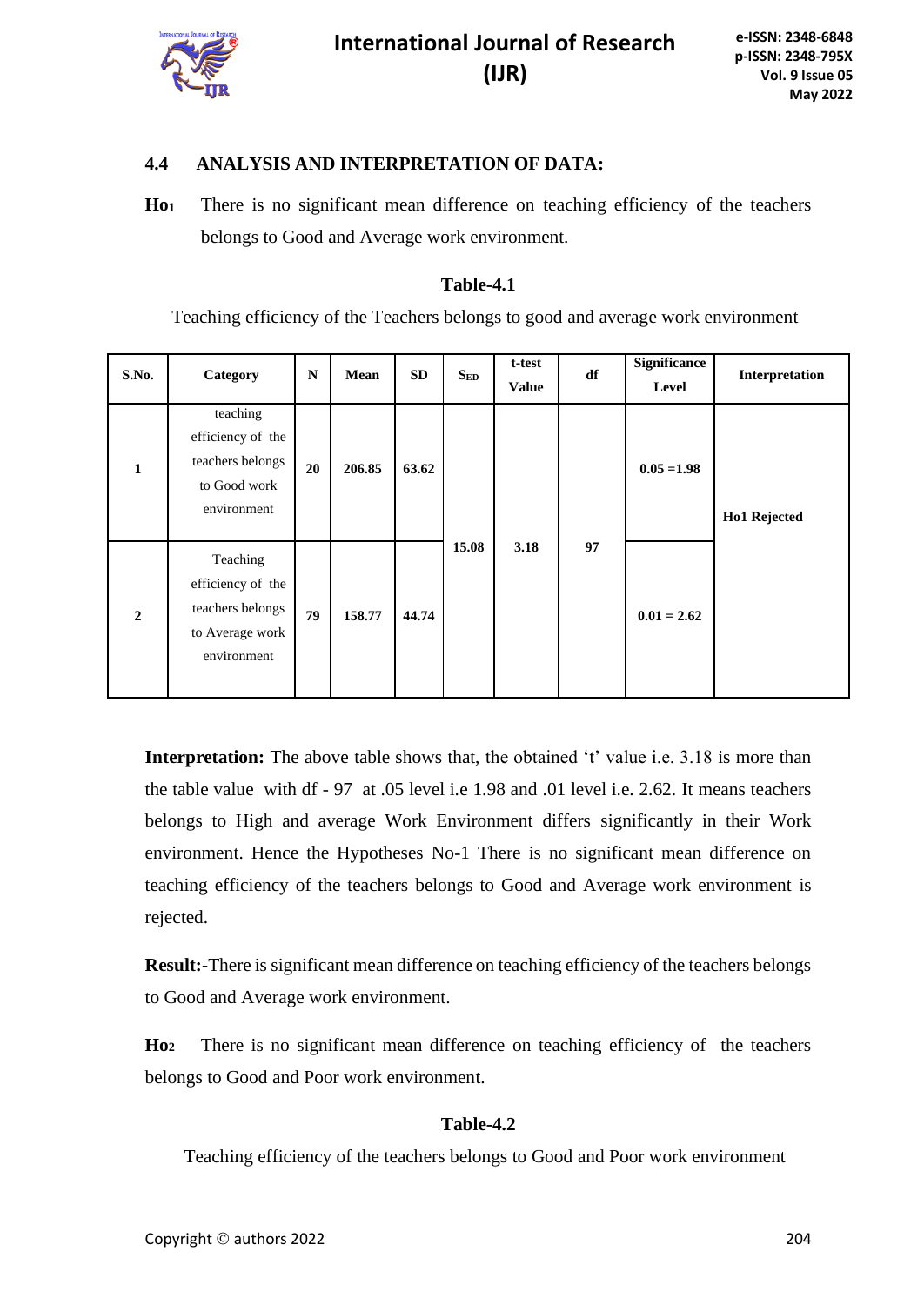### 4.4 ANALYSIS AND INTERPRETATION OF DATA:

**Ho1** There is no significant mean difference on teaching efficiency of the teachers belongs to Good and Average work environment.

**Table-4.1**

Teaching efficiency of the Teachers belongs to good and average work environment

| S.No. | Category | N | Mean | SD | $S_{ED}$ | t-test Value | df | Significance Level | Interpretation |
|---|---|---|---|---|---|---|---|---|---|
| 1 | teaching efficiency of the teachers belongs to Good work environment | 20 | 206.85 | 63.62 | 15.08 | 3.18 | 97 | 0.05 =1.98 | Ho1 Rejected |
| 2 | Teaching efficiency of the teachers belongs to Average work environment | 79 | 158.77 | 44.74 | | | | 0.01 = 2.62 | |

**Interpretation:** The above table shows that, the obtained 't' value i.e. 3.18 is more than the table value with df - 97 at .05 level i.e 1.98 and .01 level i.e. 2.62. It means teachers belongs to High and average Work Environment differs significantly in their Work environment. Hence the Hypotheses No-1 There is no significant mean difference on teaching efficiency of the teachers belongs to Good and Average work environment is rejected.

**Result:-**There is significant mean difference on teaching efficiency of the teachers belongs to Good and Average work environment.

**Ho2** There is no significant mean difference on teaching efficiency of the teachers belongs to Good and Poor work environment.

**Table-4.2**

Teaching efficiency of the teachers belongs to Good and Poor work environment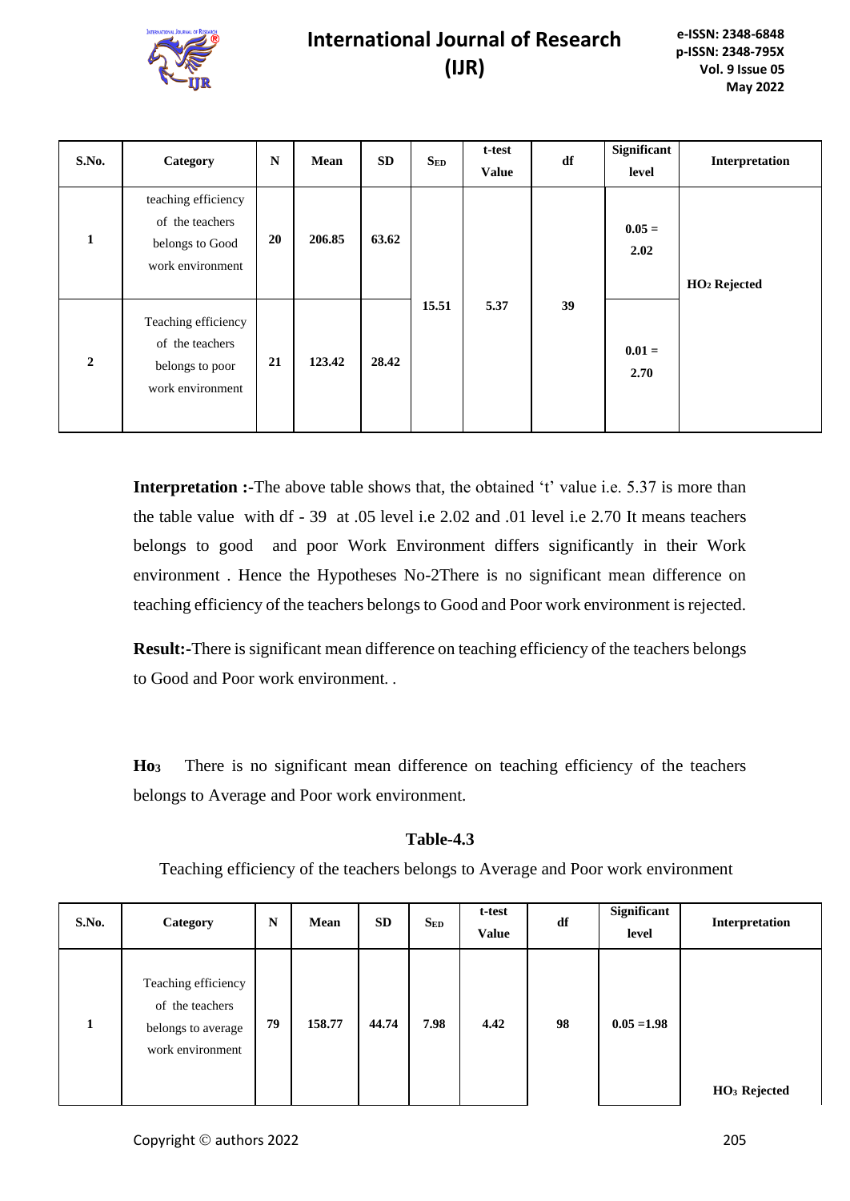| S.No. | Category | N | Mean | SD | $S_{ED}$ | t-test Value | df | Significant level | Interpretation |
|---|---|---|---|---|---|---|---|---|---|
| 1 | teaching efficiency of the teachers belongs to Good work environment | 20 | 206.85 | 63.62 | 15.51 | 5.37 | 39 | 0.05 = 2.02 | $HO_2$ Rejected |
| 2 | Teaching efficiency of the teachers belongs to poor work environment | 21 | 123.42 | 28.42 | | | | 0.01 = 2.70 | |

**Interpretation :-**The above table shows that, the obtained 't' value i.e. 5.37 is more than the table value with df - 39 at .05 level i.e 2.02 and .01 level i.e 2.70 It means teachers belongs to good and poor Work Environment differs significantly in their Work environment . Hence the Hypotheses No-2There is no significant mean difference on teaching efficiency of the teachers belongs to Good and Poor work environment is rejected.

**Result:-**There is significant mean difference on teaching efficiency of the teachers belongs to Good and Poor work environment. .

**$Ho_3$** There is no significant mean difference on teaching efficiency of the teachers belongs to Average and Poor work environment.

**Table-4.3**

Teaching efficiency of the teachers belongs to Average and Poor work environment

| S.No. | Category | N | Mean | SD | $S_{ED}$ | t-test Value | df | Significant level | Interpretation |
|---|---|---|---|---|---|---|---|---|---|
| 1 | Teaching efficiency of the teachers belongs to average work environment | 79 | 158.77 | 44.74 | 7.98 | 4.42 | 98 | 0.05 =1.98 | $HO_3$ Rejected |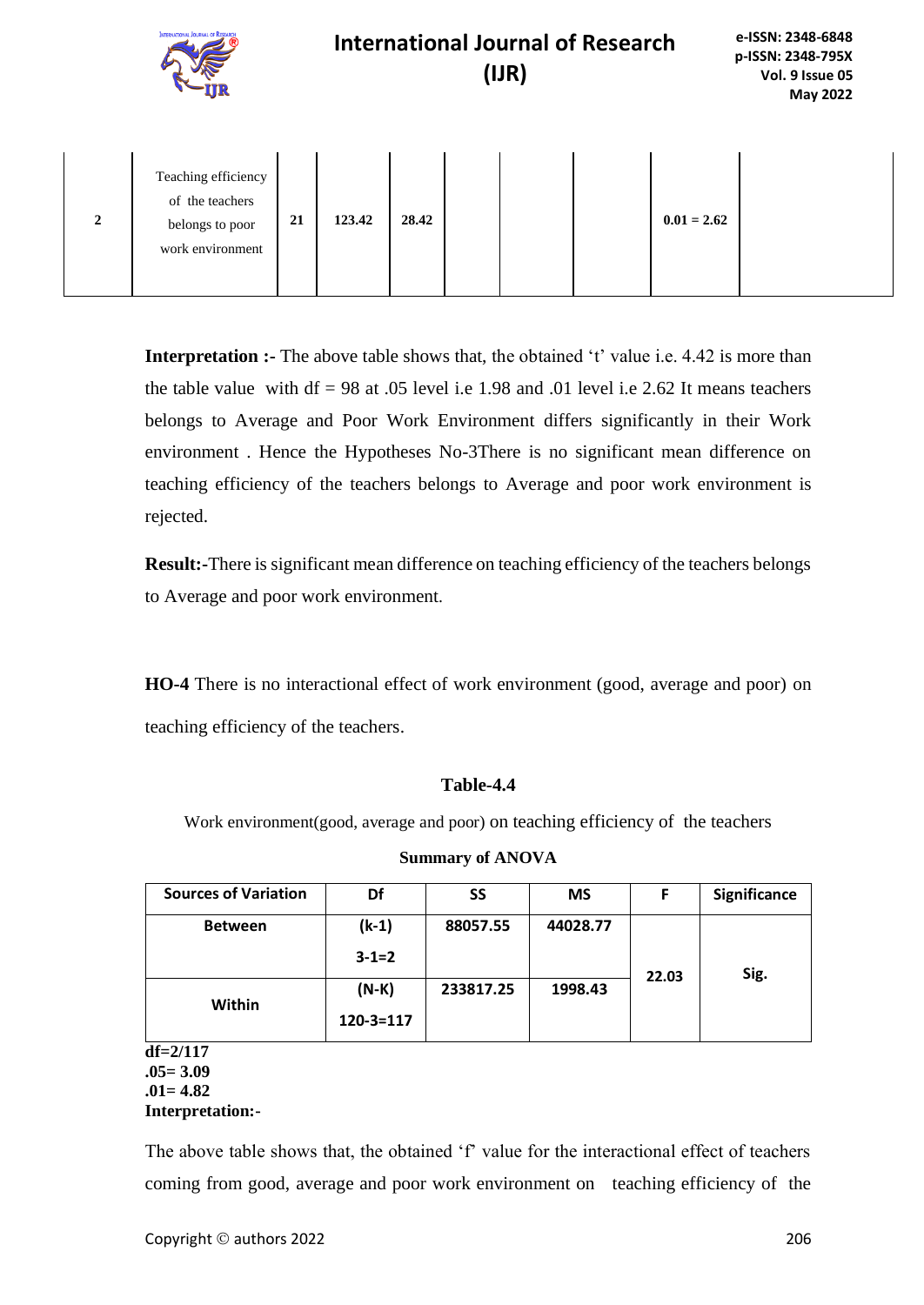| 2 | Teaching efficiency of the teachers belongs to poor work environment | 21 | 123.42 | 28.42 | | | | 0.01 = 2.62 | |
|---|---|---|---|---|---|---|---|---|---|

**Interpretation :-** The above table shows that, the obtained 't' value i.e. 4.42 is more than the table value with df = 98 at .05 level i.e 1.98 and .01 level i.e 2.62 It means teachers belongs to Average and Poor Work Environment differs significantly in their Work environment . Hence the Hypotheses No-3There is no significant mean difference on teaching efficiency of the teachers belongs to Average and poor work environment is rejected.

**Result:-**There is significant mean difference on teaching efficiency of the teachers belongs to Average and poor work environment.

**HO-4** There is no interactional effect of work environment (good, average and poor) on teaching efficiency of the teachers.

**Table-4.4**

Work environment(good, average and poor) on teaching efficiency of the teachers

**Summary of ANOVA**

| Sources of Variation | Df | SS | MS | F | Significance |
|---|---|---|---|---|---|
| Between | (k-1) 3-1=2 | 88057.55 | 44028.77 | 22.03 | Sig. |
| Within | (N-K) 120-3=117 | 233817.25 | 1998.43 | | |

**df=2/117**
**.05= 3.09**
**.01= 4.82**
**Interpretation:-**

The above table shows that, the obtained 'f' value for the interactional effect of teachers coming from good, average and poor work environment on teaching efficiency of the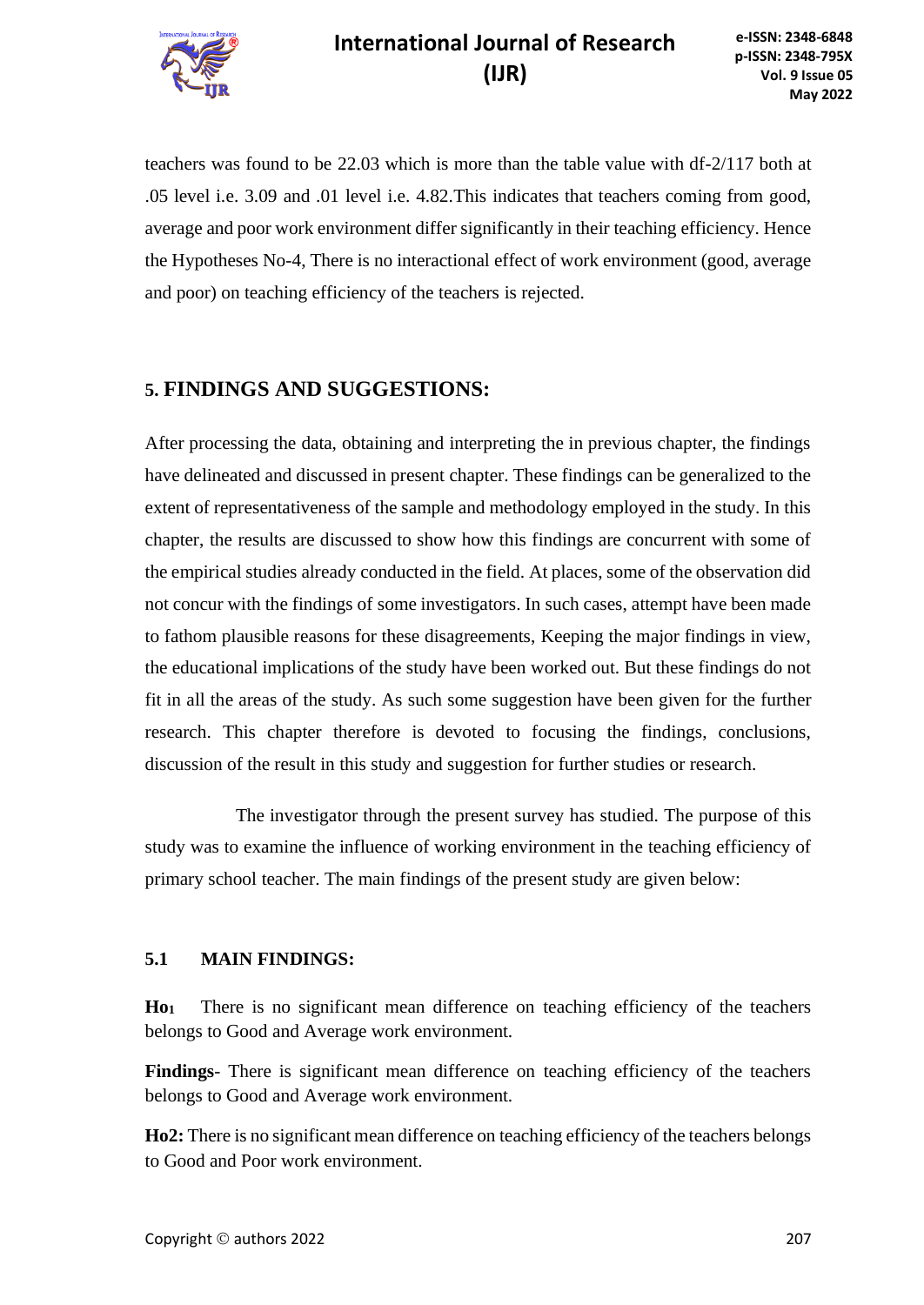teachers was found to be 22.03 which is more than the table value with df-2/117 both at .05 level i.e. 3.09 and .01 level i.e. 4.82.This indicates that teachers coming from good, average and poor work environment differ significantly in their teaching efficiency. Hence the Hypotheses No-4, There is no interactional effect of work environment (good, average and poor) on teaching efficiency of the teachers is rejected.

## 5. FINDINGS AND SUGGESTIONS:

After processing the data, obtaining and interpreting the in previous chapter, the findings have delineated and discussed in present chapter. These findings can be generalized to the extent of representativeness of the sample and methodology employed in the study. In this chapter, the results are discussed to show how this findings are concurrent with some of the empirical studies already conducted in the field. At places, some of the observation did not concur with the findings of some investigators. In such cases, attempt have been made to fathom plausible reasons for these disagreements, Keeping the major findings in view, the educational implications of the study have been worked out. But these findings do not fit in all the areas of the study. As such some suggestion have been given for the further research. This chapter therefore is devoted to focusing the findings, conclusions, discussion of the result in this study and suggestion for further studies or research.

The investigator through the present survey has studied. The purpose of this study was to examine the influence of working environment in the teaching efficiency of primary school teacher. The main findings of the present study are given below:

### 5.1 MAIN FINDINGS:

**$Ho_1$** There is no significant mean difference on teaching efficiency of the teachers belongs to Good and Average work environment.

**Findings**- There is significant mean difference on teaching efficiency of the teachers belongs to Good and Average work environment.

**Ho2:** There is no significant mean difference on teaching efficiency of the teachers belongs to Good and Poor work environment.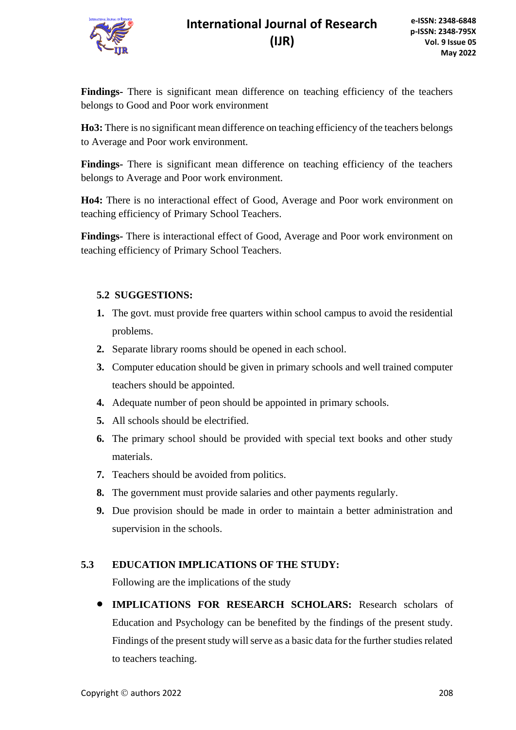**Findings-** There is significant mean difference on teaching efficiency of the teachers belongs to Good and Poor work environment

**Ho3:** There is no significant mean difference on teaching efficiency of the teachers belongs to Average and Poor work environment.

**Findings-** There is significant mean difference on teaching efficiency of the teachers belongs to Average and Poor work environment.

**Ho4:** There is no interactional effect of Good, Average and Poor work environment on teaching efficiency of Primary School Teachers.

**Findings-** There is interactional effect of Good, Average and Poor work environment on teaching efficiency of Primary School Teachers.

### 5.2 SUGGESTIONS:

1. The govt. must provide free quarters within school campus to avoid the residential problems.
2. Separate library rooms should be opened in each school.
3. Computer education should be given in primary schools and well trained computer teachers should be appointed.
4. Adequate number of peon should be appointed in primary schools.
5. All schools should be electrified.
6. The primary school should be provided with special text books and other study materials.
7. Teachers should be avoided from politics.
8. The government must provide salaries and other payments regularly.
9. Due provision should be made in order to maintain a better administration and supervision in the schools.

### 5.3 EDUCATION IMPLICATIONS OF THE STUDY:

Following are the implications of the study

- **IMPLICATIONS FOR RESEARCH SCHOLARS:** Research scholars of Education and Psychology can be benefited by the findings of the present study. Findings of the present study will serve as a basic data for the further studies related to teachers teaching.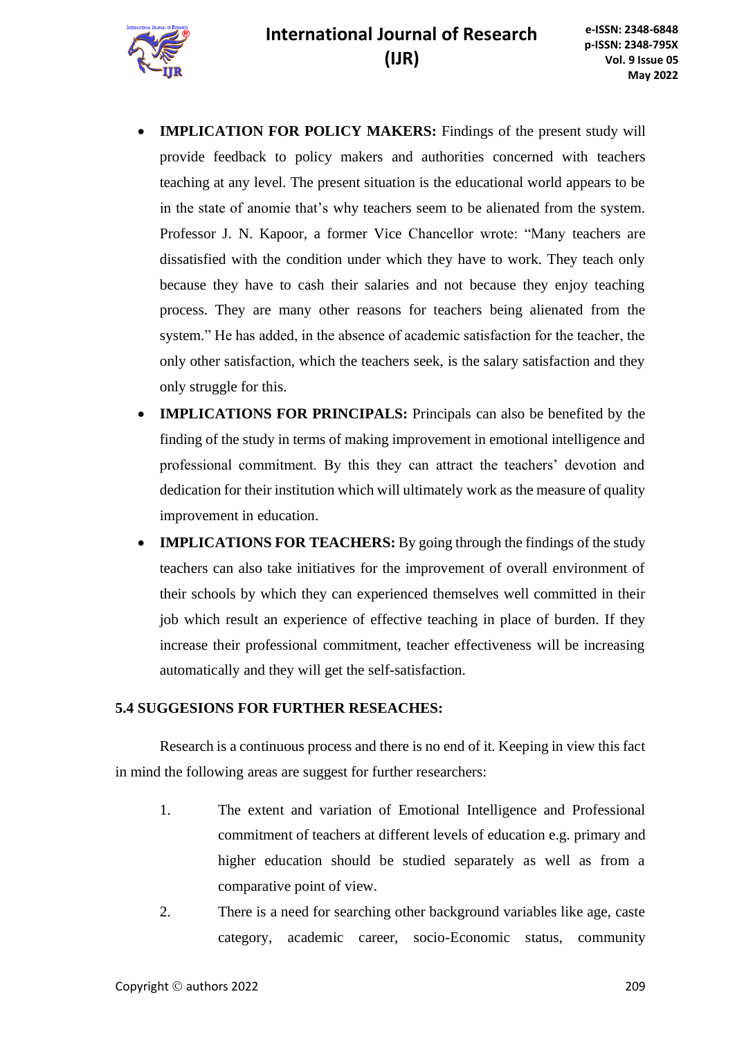- **IMPLICATION FOR POLICY MAKERS:** Findings of the present study will provide feedback to policy makers and authorities concerned with teachers teaching at any level. The present situation is the educational world appears to be in the state of anomie that's why teachers seem to be alienated from the system. Professor J. N. Kapoor, a former Vice Chancellor wrote: "Many teachers are dissatisfied with the condition under which they have to work. They teach only because they have to cash their salaries and not because they enjoy teaching process. They are many other reasons for teachers being alienated from the system." He has added, in the absence of academic satisfaction for the teacher, the only other satisfaction, which the teachers seek, is the salary satisfaction and they only struggle for this.
- **IMPLICATIONS FOR PRINCIPALS:** Principals can also be benefited by the finding of the study in terms of making improvement in emotional intelligence and professional commitment. By this they can attract the teachers' devotion and dedication for their institution which will ultimately work as the measure of quality improvement in education.
- **IMPLICATIONS FOR TEACHERS:** By going through the findings of the study teachers can also take initiatives for the improvement of overall environment of their schools by which they can experienced themselves well committed in their job which result an experience of effective teaching in place of burden. If they increase their professional commitment, teacher effectiveness will be increasing automatically and they will get the self-satisfaction.

### 5.4 SUGGESIONS FOR FURTHER RESEACHES:

Research is a continuous process and there is no end of it. Keeping in view this fact in mind the following areas are suggest for further researchers:

1. The extent and variation of Emotional Intelligence and Professional commitment of teachers at different levels of education e.g. primary and higher education should be studied separately as well as from a comparative point of view.
2. There is a need for searching other background variables like age, caste category, academic career, socio-Economic status, community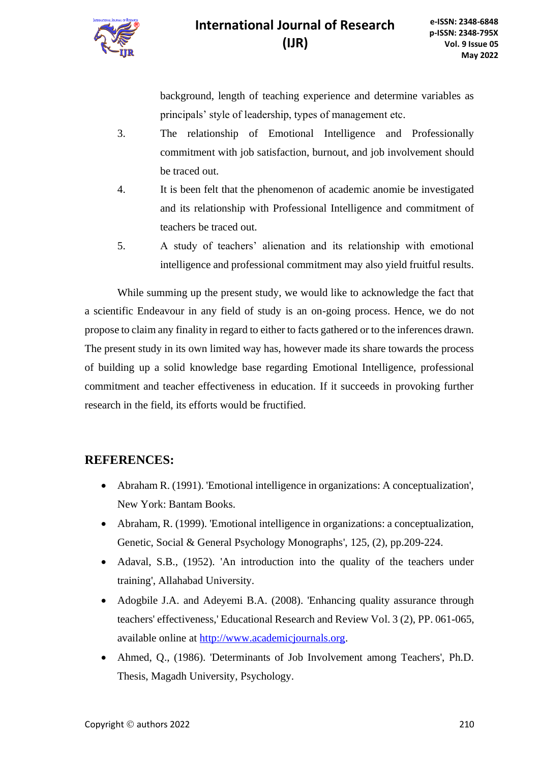background, length of teaching experience and determine variables as principals' style of leadership, types of management etc.

3. The relationship of Emotional Intelligence and Professionally commitment with job satisfaction, burnout, and job involvement should be traced out.
4. It is been felt that the phenomenon of academic anomie be investigated and its relationship with Professional Intelligence and commitment of teachers be traced out.
5. A study of teachers' alienation and its relationship with emotional intelligence and professional commitment may also yield fruitful results.

While summing up the present study, we would like to acknowledge the fact that a scientific Endeavour in any field of study is an on-going process. Hence, we do not propose to claim any finality in regard to either to facts gathered or to the inferences drawn. The present study in its own limited way has, however made its share towards the process of building up a solid knowledge base regarding Emotional Intelligence, professional commitment and teacher effectiveness in education. If it succeeds in provoking further research in the field, its efforts would be fructified.

## REFERENCES:

- Abraham R. (1991). 'Emotional intelligence in organizations: A conceptualization', New York: Bantam Books.
- Abraham, R. (1999). 'Emotional intelligence in organizations: a conceptualization, Genetic, Social & General Psychology Monographs', 125, (2), pp.209-224.
- Adaval, S.B., (1952). 'An introduction into the quality of the teachers under training', Allahabad University.
- Adogbile J.A. and Adeyemi B.A. (2008). 'Enhancing quality assurance through teachers' effectiveness,' Educational Research and Review Vol. 3 (2), PP. 061-065, available online at [http://www.academicjournals.org](http://www.academicjournals.org).
- Ahmed, Q., (1986). 'Determinants of Job Involvement among Teachers', Ph.D. Thesis, Magadh University, Psychology.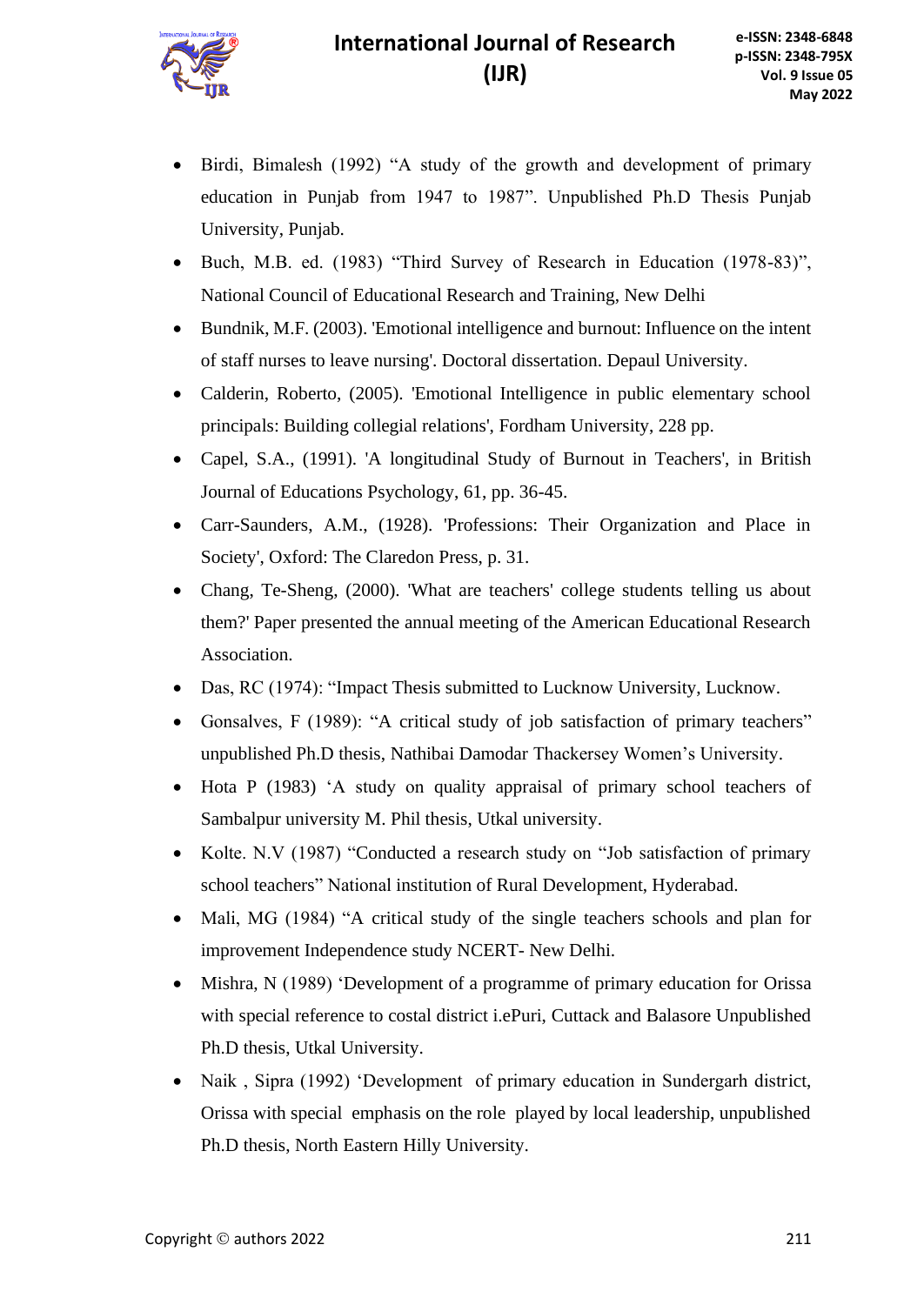- Birdi, Bimalesh (1992) "A study of the growth and development of primary education in Punjab from 1947 to 1987". Unpublished Ph.D Thesis Punjab University, Punjab.
- Buch, M.B. ed. (1983) "Third Survey of Research in Education (1978-83)", National Council of Educational Research and Training, New Delhi
- Bundnik, M.F. (2003). 'Emotional intelligence and burnout: Influence on the intent of staff nurses to leave nursing'. Doctoral dissertation. Depaul University.
- Calderin, Roberto, (2005). 'Emotional Intelligence in public elementary school principals: Building collegial relations', Fordham University, 228 pp.
- Capel, S.A., (1991). 'A longitudinal Study of Burnout in Teachers', in British Journal of Educations Psychology, 61, pp. 36-45.
- Carr-Saunders, A.M., (1928). 'Professions: Their Organization and Place in Society', Oxford: The Claredon Press, p. 31.
- Chang, Te-Sheng, (2000). 'What are teachers' college students telling us about them?' Paper presented the annual meeting of the American Educational Research Association.
- Das, RC (1974): "Impact Thesis submitted to Lucknow University, Lucknow.
- Gonsalves, F (1989): "A critical study of job satisfaction of primary teachers" unpublished Ph.D thesis, Nathibai Damodar Thackersey Women's University.
- Hota P (1983) 'A study on quality appraisal of primary school teachers of Sambalpur university M. Phil thesis, Utkal university.
- Kolte. N.V (1987) "Conducted a research study on "Job satisfaction of primary school teachers" National institution of Rural Development, Hyderabad.
- Mali, MG (1984) "A critical study of the single teachers schools and plan for improvement Independence study NCERT- New Delhi.
- Mishra, N (1989) 'Development of a programme of primary education for Orissa with special reference to costal district i.ePuri, Cuttack and Balasore Unpublished Ph.D thesis, Utkal University.
- Naik , Sipra (1992) 'Development of primary education in Sundergarh district, Orissa with special emphasis on the role played by local leadership, unpublished Ph.D thesis, North Eastern Hilly University.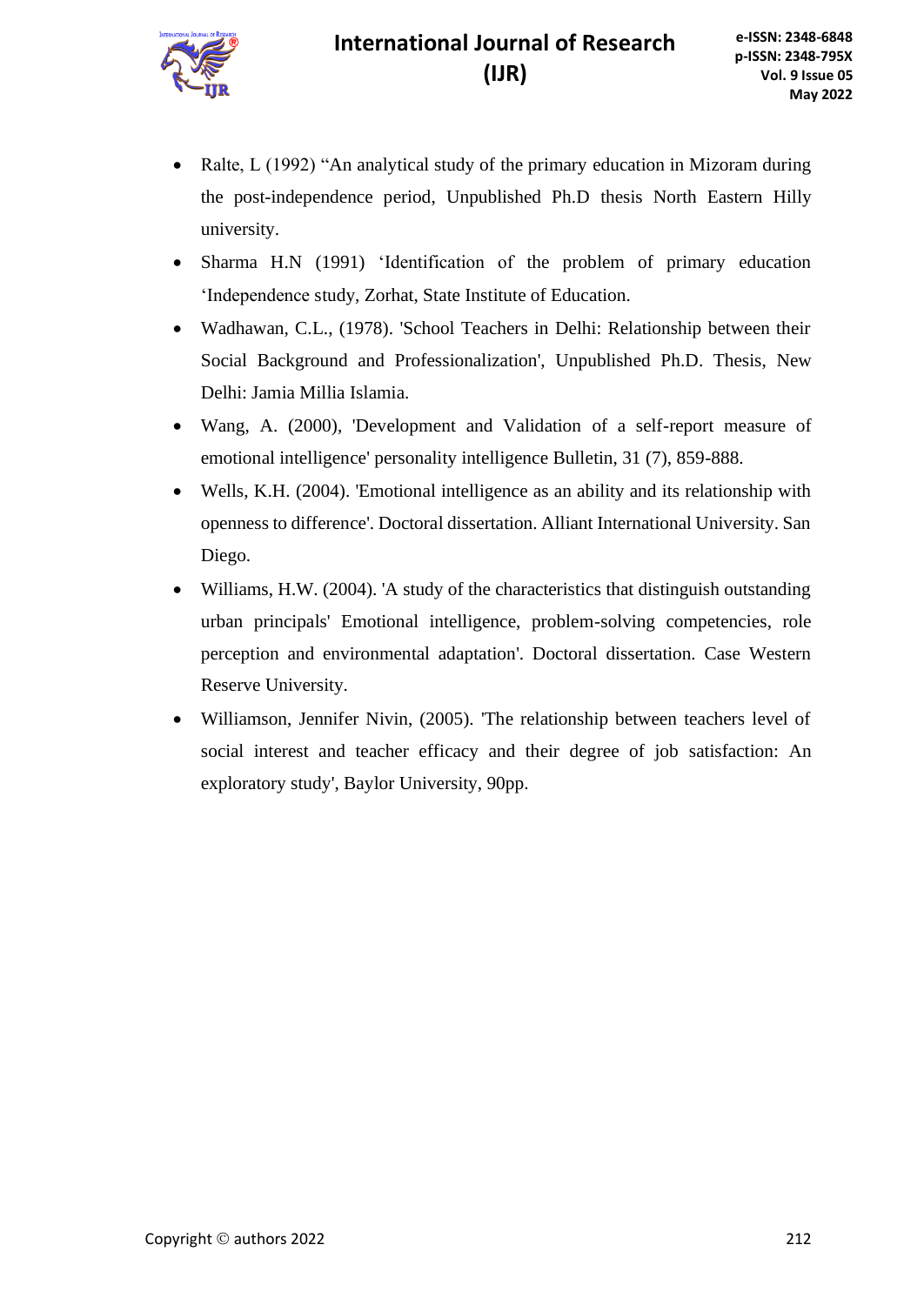- Ralte, L (1992) "An analytical study of the primary education in Mizoram during the post-independence period, Unpublished Ph.D thesis North Eastern Hilly university.
- Sharma H.N (1991) 'Identification of the problem of primary education 'Independence study, Zorhat, State Institute of Education.
- Wadhawan, C.L., (1978). 'School Teachers in Delhi: Relationship between their Social Background and Professionalization', Unpublished Ph.D. Thesis, New Delhi: Jamia Millia Islamia.
- Wang, A. (2000), 'Development and Validation of a self-report measure of emotional intelligence' personality intelligence Bulletin, 31 (7), 859-888.
- Wells, K.H. (2004). 'Emotional intelligence as an ability and its relationship with openness to difference'. Doctoral dissertation. Alliant International University. San Diego.
- Williams, H.W. (2004). 'A study of the characteristics that distinguish outstanding urban principals' Emotional intelligence, problem-solving competencies, role perception and environmental adaptation'. Doctoral dissertation. Case Western Reserve University.
- Williamson, Jennifer Nivin, (2005). 'The relationship between teachers level of social interest and teacher efficacy and their degree of job satisfaction: An exploratory study', Baylor University, 90pp.